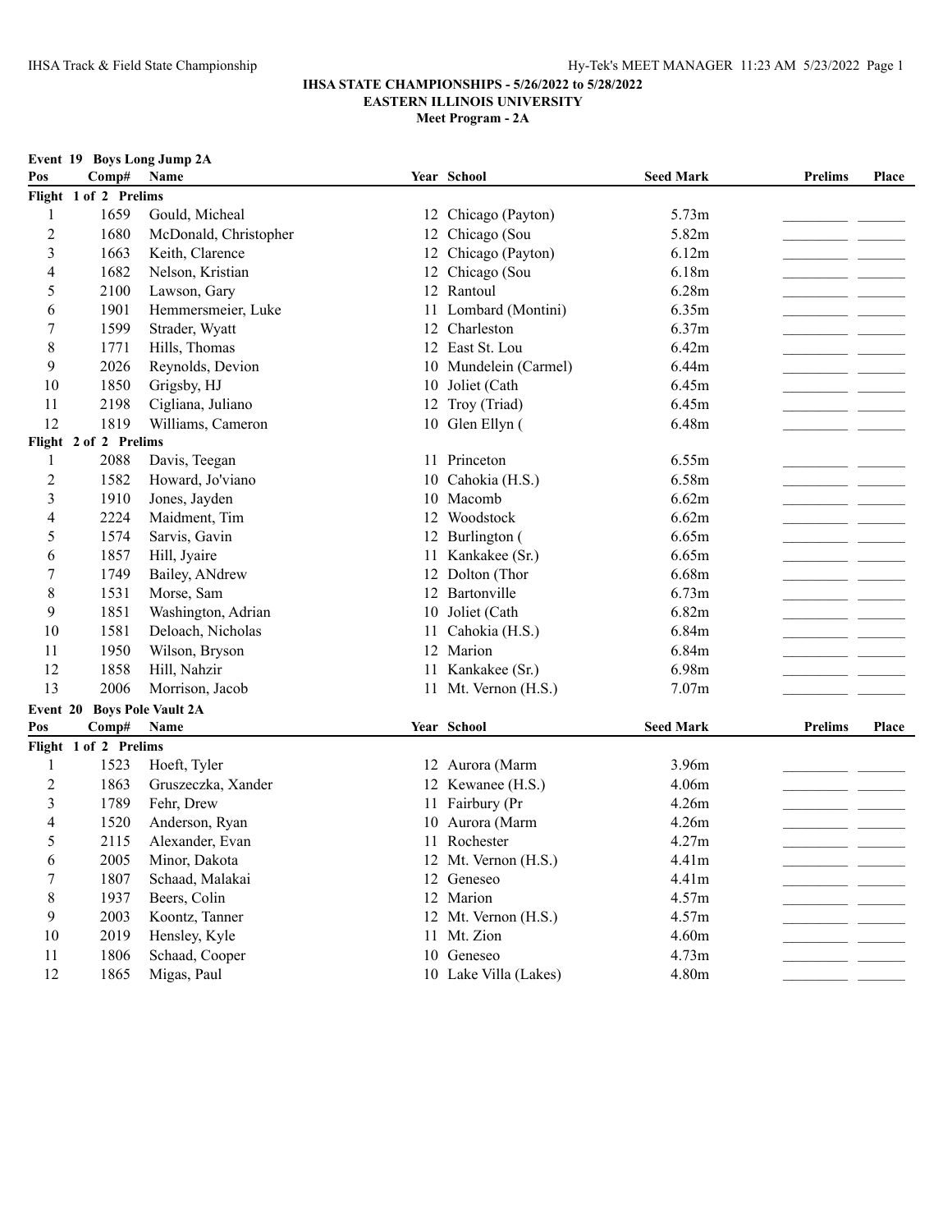**IHSA STATE CHAMPIONSHIPS - 5/26/2022 to 5/28/2022**
**EASTERN ILLINOIS UNIVERSITY**
**Meet Program - 2A**

### Event 19 Boys Long Jump 2A

| Pos | Comp# | Name | Year | School | Seed Mark | Prelims | Place |
|---|---|---|---|---|---|---|---|
| **Flight 1 of 2 Prelims** | | | | | | | |
| 1 | 1659 | Gould, Micheal | 12 | Chicago (Payton) | 5.73m | | |
| 2 | 1680 | McDonald, Christopher | 12 | Chicago (Sou | 5.82m | | |
| 3 | 1663 | Keith, Clarence | 12 | Chicago (Payton) | 6.12m | | |
| 4 | 1682 | Nelson, Kristian | 12 | Chicago (Sou | 6.18m | | |
| 5 | 2100 | Lawson, Gary | 12 | Rantoul | 6.28m | | |
| 6 | 1901 | Hemmersmeier, Luke | 11 | Lombard (Montini) | 6.35m | | |
| 7 | 1599 | Strader, Wyatt | 12 | Charleston | 6.37m | | |
| 8 | 1771 | Hills, Thomas | 12 | East St. Lou | 6.42m | | |
| 9 | 2026 | Reynolds, Devion | 10 | Mundelein (Carmel) | 6.44m | | |
| 10 | 1850 | Grigsby, HJ | 10 | Joliet (Cath | 6.45m | | |
| 11 | 2198 | Cigliana, Juliano | 12 | Troy (Triad) | 6.45m | | |
| 12 | 1819 | Williams, Cameron | 10 | Glen Ellyn ( | 6.48m | | |
| **Flight 2 of 2 Prelims** | | | | | | | |
| 1 | 2088 | Davis, Teegan | 11 | Princeton | 6.55m | | |
| 2 | 1582 | Howard, Jo'viano | 10 | Cahokia (H.S.) | 6.58m | | |
| 3 | 1910 | Jones, Jayden | 10 | Macomb | 6.62m | | |
| 4 | 2224 | Maidment, Tim | 12 | Woodstock | 6.62m | | |
| 5 | 1574 | Sarvis, Gavin | 12 | Burlington ( | 6.65m | | |
| 6 | 1857 | Hill, Jyaire | 11 | Kankakee (Sr.) | 6.65m | | |
| 7 | 1749 | Bailey, ANdrew | 12 | Dolton (Thor | 6.68m | | |
| 8 | 1531 | Morse, Sam | 12 | Bartonville | 6.73m | | |
| 9 | 1851 | Washington, Adrian | 10 | Joliet (Cath | 6.82m | | |
| 10 | 1581 | Deloach, Nicholas | 11 | Cahokia (H.S.) | 6.84m | | |
| 11 | 1950 | Wilson, Bryson | 12 | Marion | 6.84m | | |
| 12 | 1858 | Hill, Nahzir | 11 | Kankakee (Sr.) | 6.98m | | |
| 13 | 2006 | Morrison, Jacob | 11 | Mt. Vernon (H.S.) | 7.07m | | |

### Event 20 Boys Pole Vault 2A

| Pos | Comp# | Name | Year | School | Seed Mark | Prelims | Place |
|---|---|---|---|---|---|---|---|
| **Flight 1 of 2 Prelims** | | | | | | | |
| 1 | 1523 | Hoeft, Tyler | 12 | Aurora (Marm | 3.96m | | |
| 2 | 1863 | Gruszeczka, Xander | 12 | Kewanee (H.S.) | 4.06m | | |
| 3 | 1789 | Fehr, Drew | 11 | Fairbury (Pr | 4.26m | | |
| 4 | 1520 | Anderson, Ryan | 10 | Aurora (Marm | 4.26m | | |
| 5 | 2115 | Alexander, Evan | 11 | Rochester | 4.27m | | |
| 6 | 2005 | Minor, Dakota | 12 | Mt. Vernon (H.S.) | 4.41m | | |
| 7 | 1807 | Schaad, Malakai | 12 | Geneseo | 4.41m | | |
| 8 | 1937 | Beers, Colin | 12 | Marion | 4.57m | | |
| 9 | 2003 | Koontz, Tanner | 12 | Mt. Vernon (H.S.) | 4.57m | | |
| 10 | 2019 | Hensley, Kyle | 11 | Mt. Zion | 4.60m | | |
| 11 | 1806 | Schaad, Cooper | 10 | Geneseo | 4.73m | | |
| 12 | 1865 | Migas, Paul | 10 | Lake Villa (Lakes) | 4.80m | | |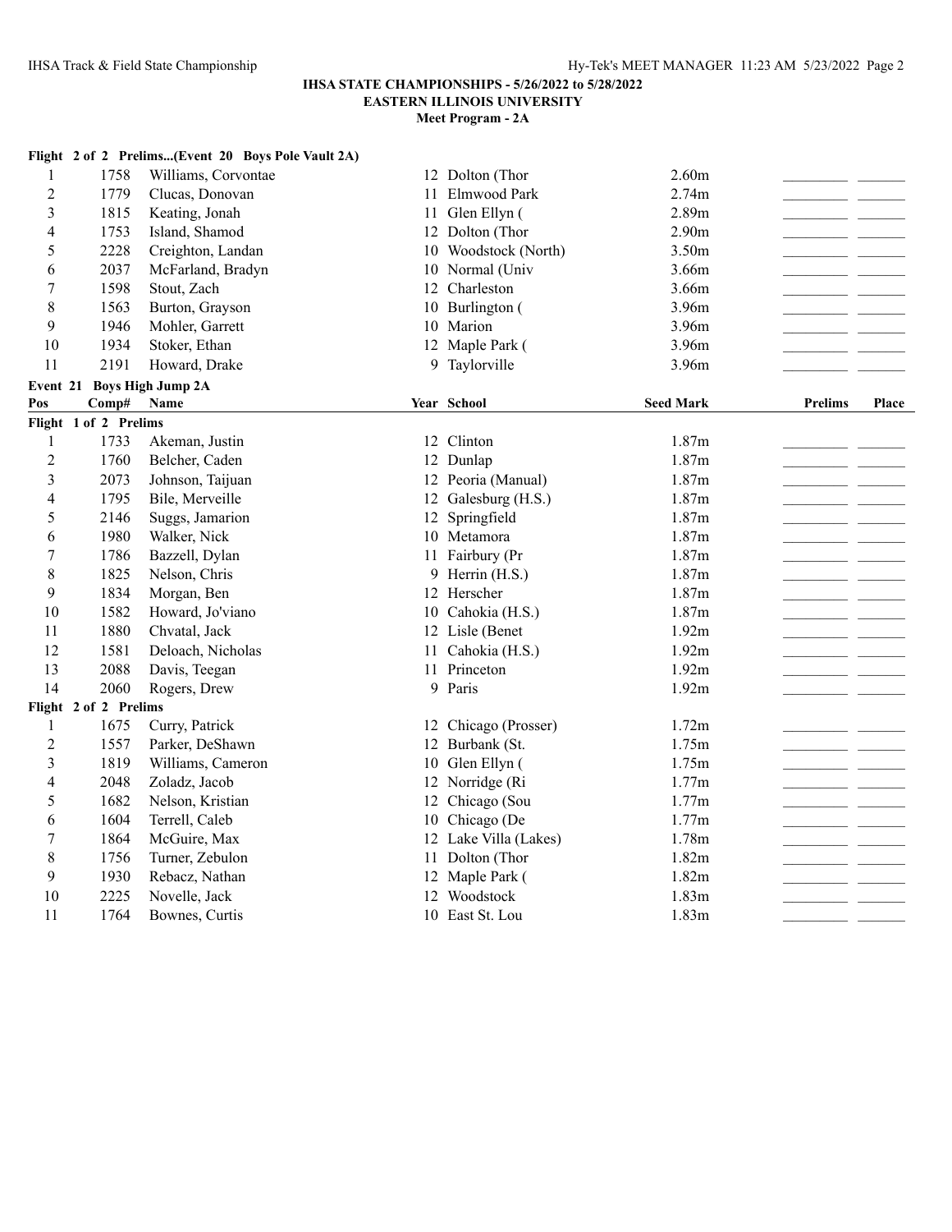**IHSA STATE CHAMPIONSHIPS - 5/26/2022 to 5/28/2022**
**EASTERN ILLINOIS UNIVERSITY**
**Meet Program - 2A**

**Flight 2 of 2 Prelims...(Event 20 Boys Pole Vault 2A)**

| Pos | Comp# | Name | Year | School | Seed Mark | Prelims | Place |
|---|---|---|---|---|---|---|---|
| 1 | 1758 | Williams, Corvontae | 12 | Dolton (Thor | 2.60m | | |
| 2 | 1779 | Clucas, Donovan | 11 | Elmwood Park | 2.74m | | |
| 3 | 1815 | Keating, Jonah | 11 | Glen Ellyn ( | 2.89m | | |
| 4 | 1753 | Island, Shamod | 12 | Dolton (Thor | 2.90m | | |
| 5 | 2228 | Creighton, Landan | 10 | Woodstock (North) | 3.50m | | |
| 6 | 2037 | McFarland, Bradyn | 10 | Normal (Univ | 3.66m | | |
| 7 | 1598 | Stout, Zach | 12 | Charleston | 3.66m | | |
| 8 | 1563 | Burton, Grayson | 10 | Burlington ( | 3.96m | | |
| 9 | 1946 | Mohler, Garrett | 10 | Marion | 3.96m | | |
| 10 | 1934 | Stoker, Ethan | 12 | Maple Park ( | 3.96m | | |
| 11 | 2191 | Howard, Drake | 9 | Taylorville | 3.96m | | |

**Event 21 Boys High Jump 2A**

| Pos | Comp# | Name | Year | School | Seed Mark | Prelims | Place |
|---|---|---|---|---|---|---|---|
| **Flight 1 of 2 Prelims** | | | | | | | |
| 1 | 1733 | Akeman, Justin | 12 | Clinton | 1.87m | | |
| 2 | 1760 | Belcher, Caden | 12 | Dunlap | 1.87m | | |
| 3 | 2073 | Johnson, Taijuan | 12 | Peoria (Manual) | 1.87m | | |
| 4 | 1795 | Bile, Merveille | 12 | Galesburg (H.S.) | 1.87m | | |
| 5 | 2146 | Suggs, Jamarion | 12 | Springfield | 1.87m | | |
| 6 | 1980 | Walker, Nick | 10 | Metamora | 1.87m | | |
| 7 | 1786 | Bazzell, Dylan | 11 | Fairbury (Pr | 1.87m | | |
| 8 | 1825 | Nelson, Chris | 9 | Herrin (H.S.) | 1.87m | | |
| 9 | 1834 | Morgan, Ben | 12 | Herscher | 1.87m | | |
| 10 | 1582 | Howard, Jo'viano | 10 | Cahokia (H.S.) | 1.87m | | |
| 11 | 1880 | Chvatal, Jack | 12 | Lisle (Benet | 1.92m | | |
| 12 | 1581 | Deloach, Nicholas | 11 | Cahokia (H.S.) | 1.92m | | |
| 13 | 2088 | Davis, Teegan | 11 | Princeton | 1.92m | | |
| 14 | 2060 | Rogers, Drew | 9 | Paris | 1.92m | | |
| **Flight 2 of 2 Prelims** | | | | | | | |
| 1 | 1675 | Curry, Patrick | 12 | Chicago (Prosser) | 1.72m | | |
| 2 | 1557 | Parker, DeShawn | 12 | Burbank (St. | 1.75m | | |
| 3 | 1819 | Williams, Cameron | 10 | Glen Ellyn ( | 1.75m | | |
| 4 | 2048 | Zoladz, Jacob | 12 | Norridge (Ri | 1.77m | | |
| 5 | 1682 | Nelson, Kristian | 12 | Chicago (Sou | 1.77m | | |
| 6 | 1604 | Terrell, Caleb | 10 | Chicago (De | 1.77m | | |
| 7 | 1864 | McGuire, Max | 12 | Lake Villa (Lakes) | 1.78m | | |
| 8 | 1756 | Turner, Zebulon | 11 | Dolton (Thor | 1.82m | | |
| 9 | 1930 | Rebacz, Nathan | 12 | Maple Park ( | 1.82m | | |
| 10 | 2225 | Novelle, Jack | 12 | Woodstock | 1.83m | | |
| 11 | 1764 | Bownes, Curtis | 10 | East St. Lou | 1.83m | | |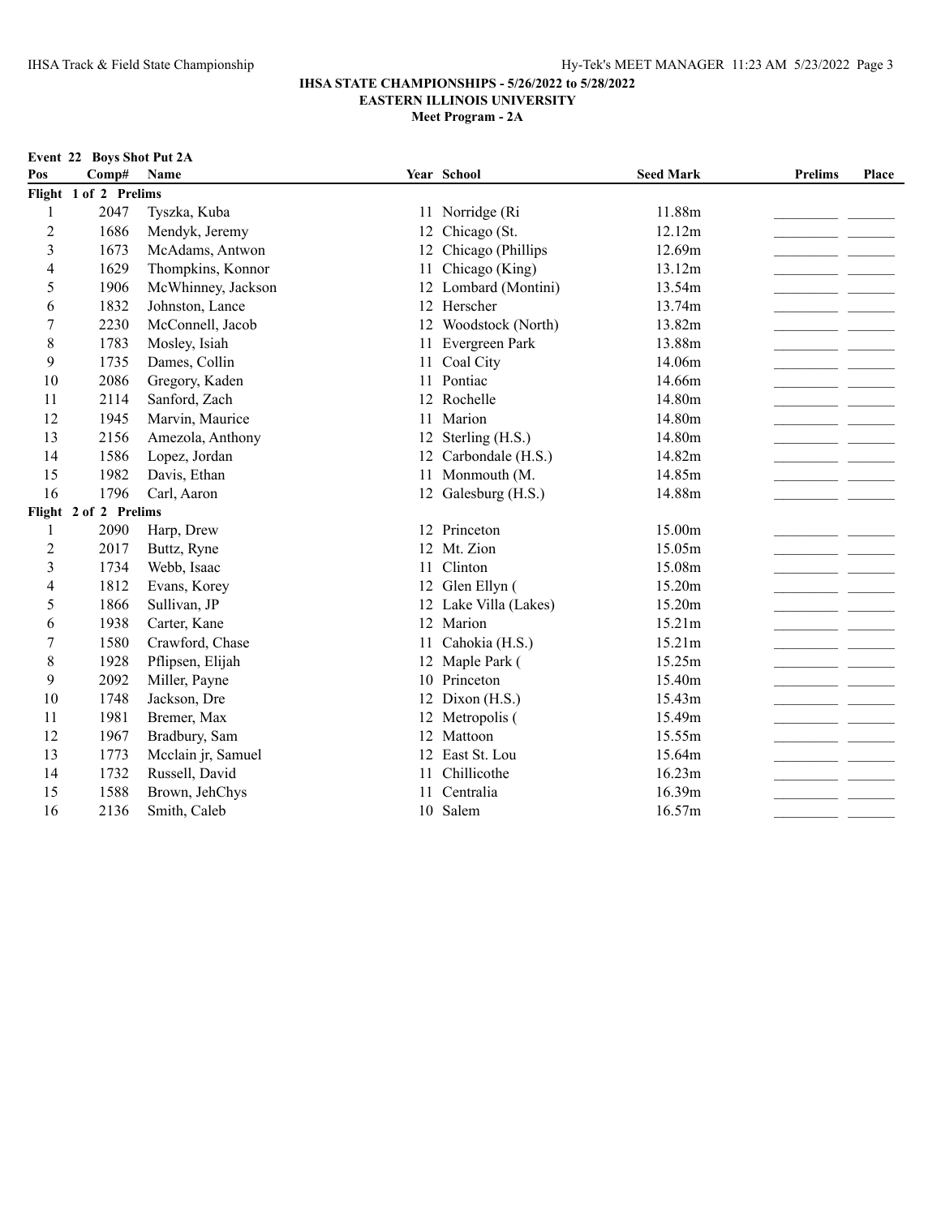**IHSA STATE CHAMPIONSHIPS - 5/26/2022 to 5/28/2022**
**EASTERN ILLINOIS UNIVERSITY**
**Meet Program - 2A**

**Event 22 Boys Shot Put 2A**

| Pos | Comp# | Name | Year | School | Seed Mark | Prelims | Place |
|---|---|---|---|---|---|---|---|
| **Flight 1 of 2 Prelims** | | | | | | | |
| 1 | 2047 | Tyszka, Kuba | 11 | Norridge (Ri | 11.88m | | |
| 2 | 1686 | Mendyk, Jeremy | 12 | Chicago (St. | 12.12m | | |
| 3 | 1673 | McAdams, Antwon | 12 | Chicago (Phillips | 12.69m | | |
| 4 | 1629 | Thompkins, Konnor | 11 | Chicago (King) | 13.12m | | |
| 5 | 1906 | McWhinney, Jackson | 12 | Lombard (Montini) | 13.54m | | |
| 6 | 1832 | Johnston, Lance | 12 | Herscher | 13.74m | | |
| 7 | 2230 | McConnell, Jacob | 12 | Woodstock (North) | 13.82m | | |
| 8 | 1783 | Mosley, Isiah | 11 | Evergreen Park | 13.88m | | |
| 9 | 1735 | Dames, Collin | 11 | Coal City | 14.06m | | |
| 10 | 2086 | Gregory, Kaden | 11 | Pontiac | 14.66m | | |
| 11 | 2114 | Sanford, Zach | 12 | Rochelle | 14.80m | | |
| 12 | 1945 | Marvin, Maurice | 11 | Marion | 14.80m | | |
| 13 | 2156 | Amezola, Anthony | 12 | Sterling (H.S.) | 14.80m | | |
| 14 | 1586 | Lopez, Jordan | 12 | Carbondale (H.S.) | 14.82m | | |
| 15 | 1982 | Davis, Ethan | 11 | Monmouth (M. | 14.85m | | |
| 16 | 1796 | Carl, Aaron | 12 | Galesburg (H.S.) | 14.88m | | |
| **Flight 2 of 2 Prelims** | | | | | | | |
| 1 | 2090 | Harp, Drew | 12 | Princeton | 15.00m | | |
| 2 | 2017 | Buttz, Ryne | 12 | Mt. Zion | 15.05m | | |
| 3 | 1734 | Webb, Isaac | 11 | Clinton | 15.08m | | |
| 4 | 1812 | Evans, Korey | 12 | Glen Ellyn ( | 15.20m | | |
| 5 | 1866 | Sullivan, JP | 12 | Lake Villa (Lakes) | 15.20m | | |
| 6 | 1938 | Carter, Kane | 12 | Marion | 15.21m | | |
| 7 | 1580 | Crawford, Chase | 11 | Cahokia (H.S.) | 15.21m | | |
| 8 | 1928 | Pflipsen, Elijah | 12 | Maple Park ( | 15.25m | | |
| 9 | 2092 | Miller, Payne | 10 | Princeton | 15.40m | | |
| 10 | 1748 | Jackson, Dre | 12 | Dixon (H.S.) | 15.43m | | |
| 11 | 1981 | Bremer, Max | 12 | Metropolis ( | 15.49m | | |
| 12 | 1967 | Bradbury, Sam | 12 | Mattoon | 15.55m | | |
| 13 | 1773 | Mcclain jr, Samuel | 12 | East St. Lou | 15.64m | | |
| 14 | 1732 | Russell, David | 11 | Chillicothe | 16.23m | | |
| 15 | 1588 | Brown, JehChys | 11 | Centralia | 16.39m | | |
| 16 | 2136 | Smith, Caleb | 10 | Salem | 16.57m | | |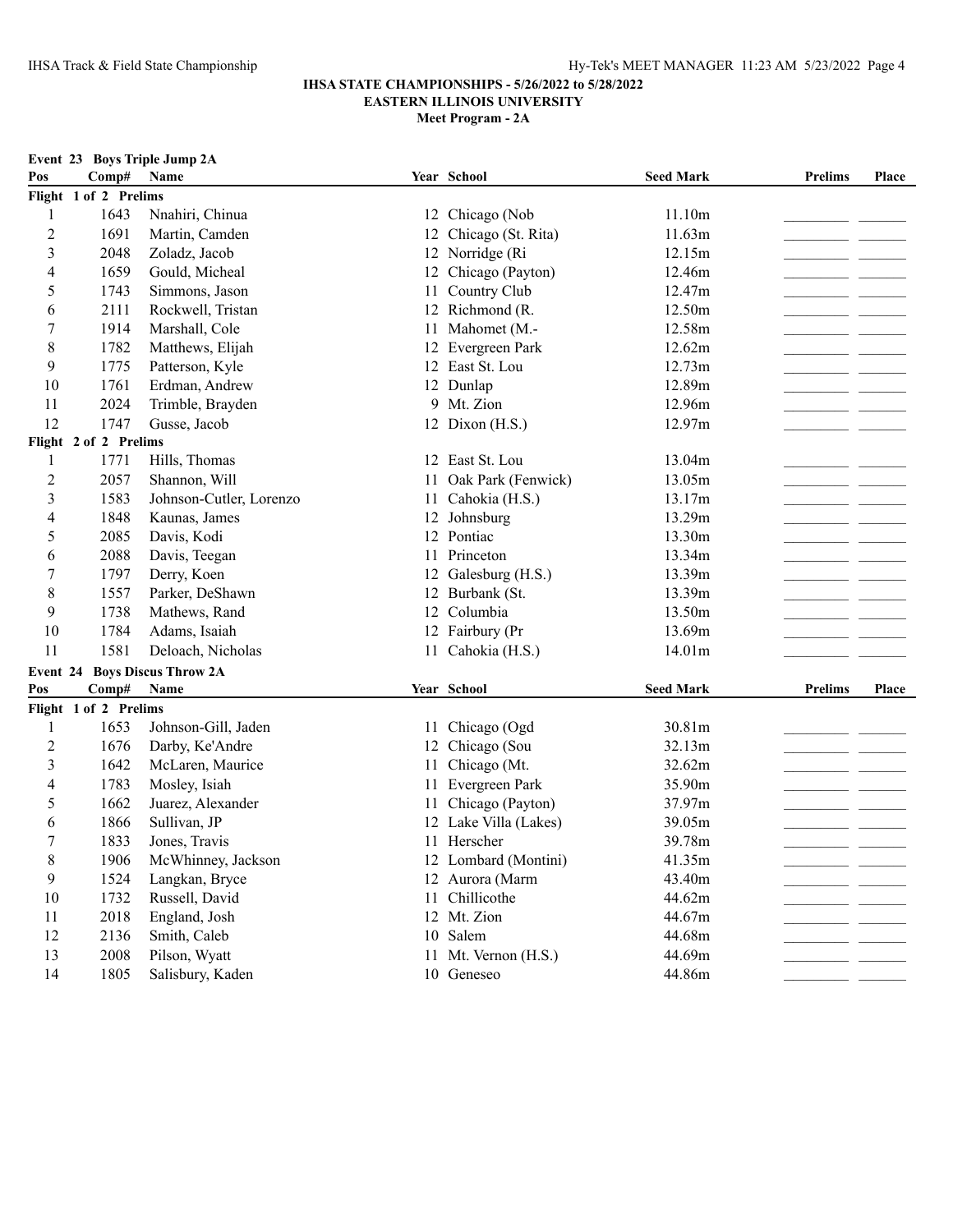IHSA STATE CHAMPIONSHIPS - 5/26/2022 to 5/28/2022

EASTERN ILLINOIS UNIVERSITY

Meet Program - 2A

**Event 23 Boys Triple Jump 2A**

| Pos | Comp# | Name | Year | School | Seed Mark | Prelims | Place |
|---|---|---|---|---|---|---|---|
| **Flight 1 of 2 Prelims** | | | | | | | |
| 1 | 1643 | Nnahiri, Chinua | 12 | Chicago (Nob | 11.10m | | |
| 2 | 1691 | Martin, Camden | 12 | Chicago (St. Rita) | 11.63m | | |
| 3 | 2048 | Zoladz, Jacob | 12 | Norridge (Ri | 12.15m | | |
| 4 | 1659 | Gould, Micheal | 12 | Chicago (Payton) | 12.46m | | |
| 5 | 1743 | Simmons, Jason | 11 | Country Club | 12.47m | | |
| 6 | 2111 | Rockwell, Tristan | 12 | Richmond (R. | 12.50m | | |
| 7 | 1914 | Marshall, Cole | 11 | Mahomet (M.- | 12.58m | | |
| 8 | 1782 | Matthews, Elijah | 12 | Evergreen Park | 12.62m | | |
| 9 | 1775 | Patterson, Kyle | 12 | East St. Lou | 12.73m | | |
| 10 | 1761 | Erdman, Andrew | 12 | Dunlap | 12.89m | | |
| 11 | 2024 | Trimble, Brayden | 9 | Mt. Zion | 12.96m | | |
| 12 | 1747 | Gusse, Jacob | 12 | Dixon (H.S.) | 12.97m | | |
| **Flight 2 of 2 Prelims** | | | | | | | |
| 1 | 1771 | Hills, Thomas | 12 | East St. Lou | 13.04m | | |
| 2 | 2057 | Shannon, Will | 11 | Oak Park (Fenwick) | 13.05m | | |
| 3 | 1583 | Johnson-Cutler, Lorenzo | 11 | Cahokia (H.S.) | 13.17m | | |
| 4 | 1848 | Kaunas, James | 12 | Johnsburg | 13.29m | | |
| 5 | 2085 | Davis, Kodi | 12 | Pontiac | 13.30m | | |
| 6 | 2088 | Davis, Teegan | 11 | Princeton | 13.34m | | |
| 7 | 1797 | Derry, Koen | 12 | Galesburg (H.S.) | 13.39m | | |
| 8 | 1557 | Parker, DeShawn | 12 | Burbank (St. | 13.39m | | |
| 9 | 1738 | Mathews, Rand | 12 | Columbia | 13.50m | | |
| 10 | 1784 | Adams, Isaiah | 12 | Fairbury (Pr | 13.69m | | |
| 11 | 1581 | Deloach, Nicholas | 11 | Cahokia (H.S.) | 14.01m | | |

**Event 24 Boys Discus Throw 2A**

| Pos | Comp# | Name | Year | School | Seed Mark | Prelims | Place |
|---|---|---|---|---|---|---|---|
| **Flight 1 of 2 Prelims** | | | | | | | |
| 1 | 1653 | Johnson-Gill, Jaden | 11 | Chicago (Ogd | 30.81m | | |
| 2 | 1676 | Darby, Ke'Andre | 12 | Chicago (Sou | 32.13m | | |
| 3 | 1642 | McLaren, Maurice | 11 | Chicago (Mt. | 32.62m | | |
| 4 | 1783 | Mosley, Isiah | 11 | Evergreen Park | 35.90m | | |
| 5 | 1662 | Juarez, Alexander | 11 | Chicago (Payton) | 37.97m | | |
| 6 | 1866 | Sullivan, JP | 12 | Lake Villa (Lakes) | 39.05m | | |
| 7 | 1833 | Jones, Travis | 11 | Herscher | 39.78m | | |
| 8 | 1906 | McWhinney, Jackson | 12 | Lombard (Montini) | 41.35m | | |
| 9 | 1524 | Langkan, Bryce | 12 | Aurora (Marm | 43.40m | | |
| 10 | 1732 | Russell, David | 11 | Chillicothe | 44.62m | | |
| 11 | 2018 | England, Josh | 12 | Mt. Zion | 44.67m | | |
| 12 | 2136 | Smith, Caleb | 10 | Salem | 44.68m | | |
| 13 | 2008 | Pilson, Wyatt | 11 | Mt. Vernon (H.S.) | 44.69m | | |
| 14 | 1805 | Salisbury, Kaden | 10 | Geneseo | 44.86m | | |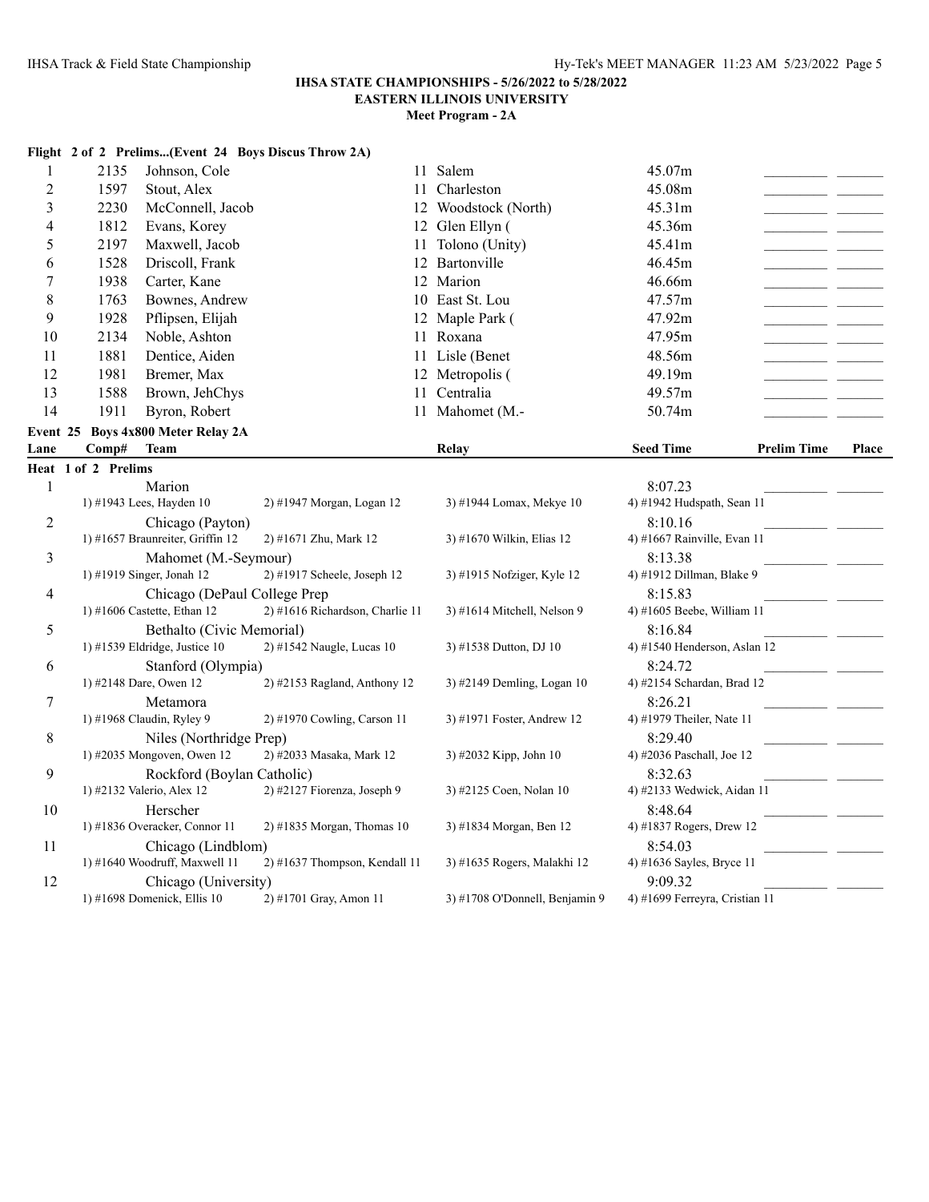**IHSA STATE CHAMPIONSHIPS - 5/26/2022 to 5/28/2022**
**EASTERN ILLINOIS UNIVERSITY**
**Meet Program - 2A**

**Flight 2 of 2 Prelims...(Event 24 Boys Discus Throw 2A)**

| | Comp# | Name | Yr | School | Seed | | |
|---|---|---|---|---|---|---|---|
| 1 | 2135 | Johnson, Cole | 11 | Salem | 45.07m | ________ | ______ |
| 2 | 1597 | Stout, Alex | 11 | Charleston | 45.08m | ________ | ______ |
| 3 | 2230 | McConnell, Jacob | 12 | Woodstock (North) | 45.31m | ________ | ______ |
| 4 | 1812 | Evans, Korey | 12 | Glen Ellyn ( | 45.36m | ________ | ______ |
| 5 | 2197 | Maxwell, Jacob | 11 | Tolono (Unity) | 45.41m | ________ | ______ |
| 6 | 1528 | Driscoll, Frank | 12 | Bartonville | 46.45m | ________ | ______ |
| 7 | 1938 | Carter, Kane | 12 | Marion | 46.66m | ________ | ______ |
| 8 | 1763 | Bownes, Andrew | 10 | East St. Lou | 47.57m | ________ | ______ |
| 9 | 1928 | Pflipsen, Elijah | 12 | Maple Park ( | 47.92m | ________ | ______ |
| 10 | 2134 | Noble, Ashton | 11 | Roxana | 47.95m | ________ | ______ |
| 11 | 1881 | Dentice, Aiden | 11 | Lisle (Benet | 48.56m | ________ | ______ |
| 12 | 1981 | Bremer, Max | 12 | Metropolis ( | 49.19m | ________ | ______ |
| 13 | 1588 | Brown, JehChys | 11 | Centralia | 49.57m | ________ | ______ |
| 14 | 1911 | Byron, Robert | 11 | Mahomet (M.- | 50.74m | ________ | ______ |

**Event 25 Boys 4x800 Meter Relay 2A**

**Heat 1 of 2 Prelims**

| Lane | Comp# Team | Relay | Seed Time | Prelim Time | Place |
|---|---|---|---|---|---|
| 1 | Marion<br>1) #1943 Lees, Hayden 10 2) #1947 Morgan, Logan 12 | 3) #1944 Lomax, Mekye 10 | 8:07.23<br>4) #1942 Hudspath, Sean 11 | ________ | ______ |
| 2 | Chicago (Payton)<br>1) #1657 Braunreiter, Griffin 12 2) #1671 Zhu, Mark 12 | 3) #1670 Wilkin, Elias 12 | 8:10.16<br>4) #1667 Rainville, Evan 11 | ________ | ______ |
| 3 | Mahomet (M.-Seymour)<br>1) #1919 Singer, Jonah 12 2) #1917 Scheele, Joseph 12 | 3) #1915 Nofziger, Kyle 12 | 8:13.38<br>4) #1912 Dillman, Blake 9 | ________ | ______ |
| 4 | Chicago (DePaul College Prep<br>1) #1606 Castette, Ethan 12 2) #1616 Richardson, Charlie 11 | 3) #1614 Mitchell, Nelson 9 | 8:15.83<br>4) #1605 Beebe, William 11 | ________ | ______ |
| 5 | Bethalto (Civic Memorial)<br>1) #1539 Eldridge, Justice 10 2) #1542 Naugle, Lucas 10 | 3) #1538 Dutton, DJ 10 | 8:16.84<br>4) #1540 Henderson, Aslan 12 | ________ | ______ |
| 6 | Stanford (Olympia)<br>1) #2148 Dare, Owen 12 2) #2153 Ragland, Anthony 12 | 3) #2149 Demling, Logan 10 | 8:24.72<br>4) #2154 Schardan, Brad 12 | ________ | ______ |
| 7 | Metamora<br>1) #1968 Claudin, Ryley 9 2) #1970 Cowling, Carson 11 | 3) #1971 Foster, Andrew 12 | 8:26.21<br>4) #1979 Theiler, Nate 11 | ________ | ______ |
| 8 | Niles (Northridge Prep)<br>1) #2035 Mongoven, Owen 12 2) #2033 Masaka, Mark 12 | 3) #2032 Kipp, John 10 | 8:29.40<br>4) #2036 Paschall, Joe 12 | ________ | ______ |
| 9 | Rockford (Boylan Catholic)<br>1) #2132 Valerio, Alex 12 2) #2127 Fiorenza, Joseph 9 | 3) #2125 Coen, Nolan 10 | 8:32.63<br>4) #2133 Wedwick, Aidan 11 | ________ | ______ |
| 10 | Herscher<br>1) #1836 Overacker, Connor 11 2) #1835 Morgan, Thomas 10 | 3) #1834 Morgan, Ben 12 | 8:48.64<br>4) #1837 Rogers, Drew 12 | ________ | ______ |
| 11 | Chicago (Lindblom)<br>1) #1640 Woodruff, Maxwell 11 2) #1637 Thompson, Kendall 11 | 3) #1635 Rogers, Malakhi 12 | 8:54.03<br>4) #1636 Sayles, Bryce 11 | ________ | ______ |
| 12 | Chicago (University)<br>1) #1698 Domenick, Ellis 10 2) #1701 Gray, Amon 11 | 3) #1708 O'Donnell, Benjamin 9 | 9:09.32<br>4) #1699 Ferreyra, Cristian 11 | ________ | ______ |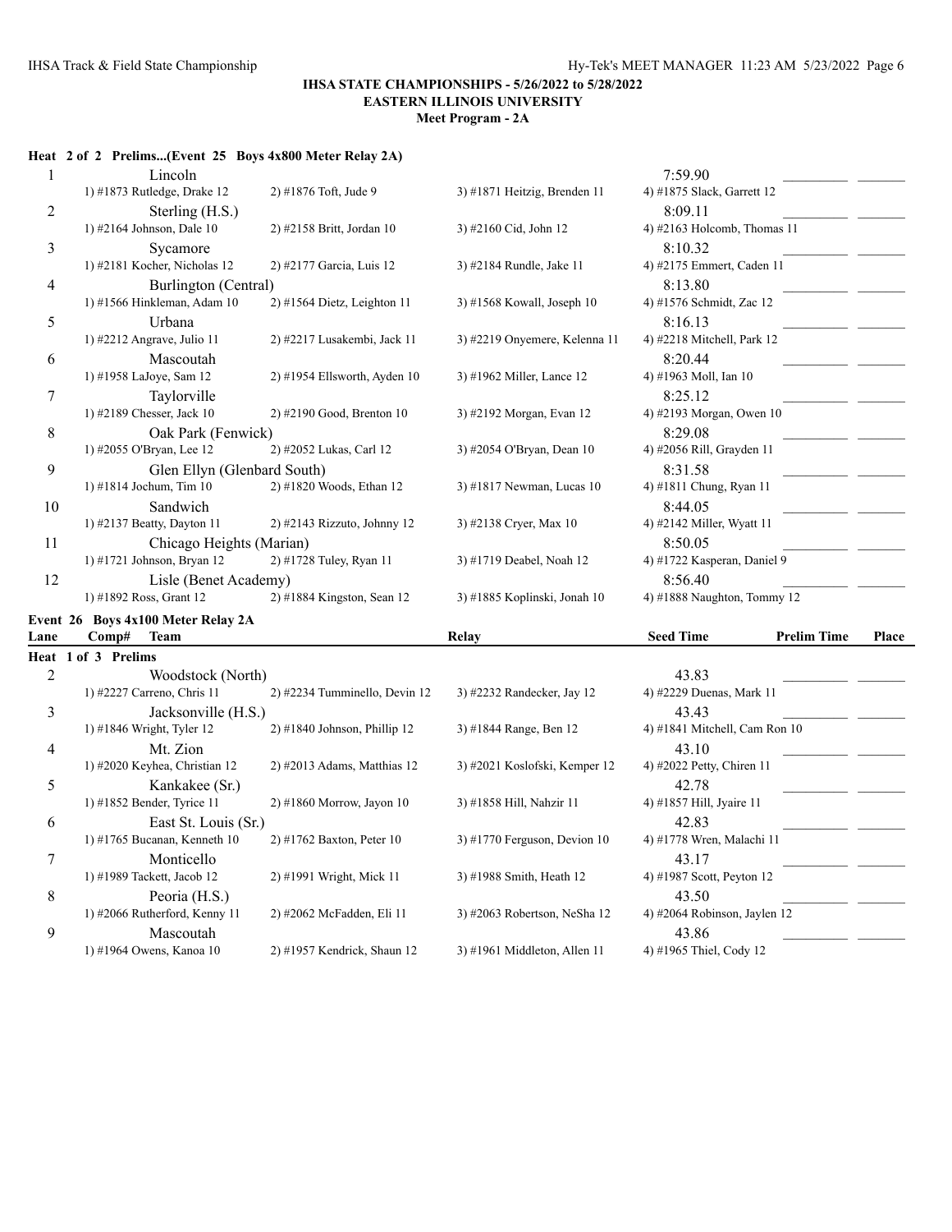**IHSA STATE CHAMPIONSHIPS - 5/26/2022 to 5/28/2022**
**EASTERN ILLINOIS UNIVERSITY**
**Meet Program - 2A**

**Heat 2 of 2 Prelims...(Event 25 Boys 4x800 Meter Relay 2A)**

| Lane | Team | | | | Seed Time | Prelim Time | Place |
|---|---|---|---|---|---|---|---|
| 1 | Lincoln | | | | 7:59.90 | | |
| | | 1) #1873 Rutledge, Drake 12 | 2) #1876 Toft, Jude 9 | 3) #1871 Heitzig, Brenden 11 | 4) #1875 Slack, Garrett 12 | | |
| 2 | Sterling (H.S.) | | | | 8:09.11 | | |
| | | 1) #2164 Johnson, Dale 10 | 2) #2158 Britt, Jordan 10 | 3) #2160 Cid, John 12 | 4) #2163 Holcomb, Thomas 11 | | |
| 3 | Sycamore | | | | 8:10.32 | | |
| | | 1) #2181 Kocher, Nicholas 12 | 2) #2177 Garcia, Luis 12 | 3) #2184 Rundle, Jake 11 | 4) #2175 Emmert, Caden 11 | | |
| 4 | Burlington (Central) | | | | 8:13.80 | | |
| | | 1) #1566 Hinkleman, Adam 10 | 2) #1564 Dietz, Leighton 11 | 3) #1568 Kowall, Joseph 10 | 4) #1576 Schmidt, Zac 12 | | |
| 5 | Urbana | | | | 8:16.13 | | |
| | | 1) #2212 Angrave, Julio 11 | 2) #2217 Lusakembi, Jack 11 | 3) #2219 Onyemere, Kelenna 11 | 4) #2218 Mitchell, Park 12 | | |
| 6 | Mascoutah | | | | 8:20.44 | | |
| | | 1) #1958 LaJoye, Sam 12 | 2) #1954 Ellsworth, Ayden 10 | 3) #1962 Miller, Lance 12 | 4) #1963 Moll, Ian 10 | | |
| 7 | Taylorville | | | | 8:25.12 | | |
| | | 1) #2189 Chesser, Jack 10 | 2) #2190 Good, Brenton 10 | 3) #2192 Morgan, Evan 12 | 4) #2193 Morgan, Owen 10 | | |
| 8 | Oak Park (Fenwick) | | | | 8:29.08 | | |
| | | 1) #2055 O'Bryan, Lee 12 | 2) #2052 Lukas, Carl 12 | 3) #2054 O'Bryan, Dean 10 | 4) #2056 Rill, Grayden 11 | | |
| 9 | Glen Ellyn (Glenbard South) | | | | 8:31.58 | | |
| | | 1) #1814 Jochum, Tim 10 | 2) #1820 Woods, Ethan 12 | 3) #1817 Newman, Lucas 10 | 4) #1811 Chung, Ryan 11 | | |
| 10 | Sandwich | | | | 8:44.05 | | |
| | | 1) #2137 Beatty, Dayton 11 | 2) #2143 Rizzuto, Johnny 12 | 3) #2138 Cryer, Max 10 | 4) #2142 Miller, Wyatt 11 | | |
| 11 | Chicago Heights (Marian) | | | | 8:50.05 | | |
| | | 1) #1721 Johnson, Bryan 12 | 2) #1728 Tuley, Ryan 11 | 3) #1719 Deabel, Noah 12 | 4) #1722 Kasperan, Daniel 9 | | |
| 12 | Lisle (Benet Academy) | | | | 8:56.40 | | |
| | | 1) #1892 Ross, Grant 12 | 2) #1884 Kingston, Sean 12 | 3) #1885 Koplinski, Jonah 10 | 4) #1888 Naughton, Tommy 12 | | |

**Event 26 Boys 4x100 Meter Relay 2A**

| Lane | Comp# Team | | Relay | | Seed Time | Prelim Time | Place |
|---|---|---|---|---|---|---|---|
| **Heat 1 of 3 Prelims** | | | | | | | |
| 2 | Woodstock (North) | | | | 43.83 | | |
| | | 1) #2227 Carreno, Chris 11 | 2) #2234 Tumminello, Devin 12 | 3) #2232 Randecker, Jay 12 | 4) #2229 Duenas, Mark 11 | | |
| 3 | Jacksonville (H.S.) | | | | 43.43 | | |
| | | 1) #1846 Wright, Tyler 12 | 2) #1840 Johnson, Phillip 12 | 3) #1844 Range, Ben 12 | 4) #1841 Mitchell, Cam Ron 10 | | |
| 4 | Mt. Zion | | | | 43.10 | | |
| | | 1) #2020 Keyhea, Christian 12 | 2) #2013 Adams, Matthias 12 | 3) #2021 Koslofski, Kemper 12 | 4) #2022 Petty, Chiren 11 | | |
| 5 | Kankakee (Sr.) | | | | 42.78 | | |
| | | 1) #1852 Bender, Tyrice 11 | 2) #1860 Morrow, Jayon 10 | 3) #1858 Hill, Nahzir 11 | 4) #1857 Hill, Jyaire 11 | | |
| 6 | East St. Louis (Sr.) | | | | 42.83 | | |
| | | 1) #1765 Bucanan, Kenneth 10 | 2) #1762 Baxton, Peter 10 | 3) #1770 Ferguson, Devion 10 | 4) #1778 Wren, Malachi 11 | | |
| 7 | Monticello | | | | 43.17 | | |
| | | 1) #1989 Tackett, Jacob 12 | 2) #1991 Wright, Mick 11 | 3) #1988 Smith, Heath 12 | 4) #1987 Scott, Peyton 12 | | |
| 8 | Peoria (H.S.) | | | | 43.50 | | |
| | | 1) #2066 Rutherford, Kenny 11 | 2) #2062 McFadden, Eli 11 | 3) #2063 Robertson, NeSha 12 | 4) #2064 Robinson, Jaylen 12 | | |
| 9 | Mascoutah | | | | 43.86 | | |
| | | 1) #1964 Owens, Kanoa 10 | 2) #1957 Kendrick, Shaun 12 | 3) #1961 Middleton, Allen 11 | 4) #1965 Thiel, Cody 12 | | |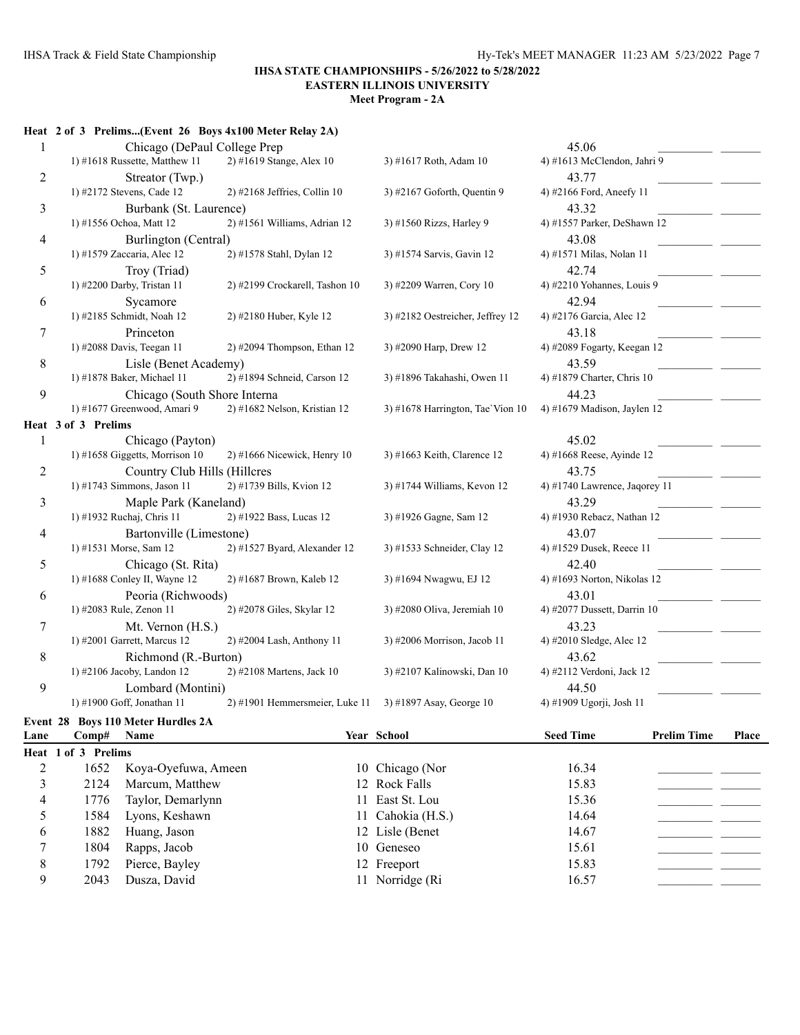**IHSA STATE CHAMPIONSHIPS - 5/26/2022 to 5/28/2022**
**EASTERN ILLINOIS UNIVERSITY**
**Meet Program - 2A**

**Heat 2 of 3 Prelims...(Event 26 Boys 4x100 Meter Relay 2A)**

| Lane | Team | | | | Seed Time | Prelim Time | Place |
|---|---|---|---|---|---|---|---|
| 1 | Chicago (DePaul College Prep | | | | 45.06 | _________ | _______ |
| | 1) #1618 Russette, Matthew 11 | 2) #1619 Stange, Alex 10 | 3) #1617 Roth, Adam 10 | 4) #1613 McClendon, Jahri 9 | | | |
| 2 | Streator (Twp.) | | | | 43.77 | _________ | _______ |
| | 1) #2172 Stevens, Cade 12 | 2) #2168 Jeffries, Collin 10 | 3) #2167 Goforth, Quentin 9 | 4) #2166 Ford, Aneefy 11 | | | |
| 3 | Burbank (St. Laurence) | | | | 43.32 | _________ | _______ |
| | 1) #1556 Ochoa, Matt 12 | 2) #1561 Williams, Adrian 12 | 3) #1560 Rizzs, Harley 9 | 4) #1557 Parker, DeShawn 12 | | | |
| 4 | Burlington (Central) | | | | 43.08 | _________ | _______ |
| | 1) #1579 Zaccaria, Alec 12 | 2) #1578 Stahl, Dylan 12 | 3) #1574 Sarvis, Gavin 12 | 4) #1571 Milas, Nolan 11 | | | |
| 5 | Troy (Triad) | | | | 42.74 | _________ | _______ |
| | 1) #2200 Darby, Tristan 11 | 2) #2199 Crockarell, Tashon 10 | 3) #2209 Warren, Cory 10 | 4) #2210 Yohannes, Louis 9 | | | |
| 6 | Sycamore | | | | 42.94 | _________ | _______ |
| | 1) #2185 Schmidt, Noah 12 | 2) #2180 Huber, Kyle 12 | 3) #2182 Oestreicher, Jeffrey 12 | 4) #2176 Garcia, Alec 12 | | | |
| 7 | Princeton | | | | 43.18 | _________ | _______ |
| | 1) #2088 Davis, Teegan 11 | 2) #2094 Thompson, Ethan 12 | 3) #2090 Harp, Drew 12 | 4) #2089 Fogarty, Keegan 12 | | | |
| 8 | Lisle (Benet Academy) | | | | 43.59 | _________ | _______ |
| | 1) #1878 Baker, Michael 11 | 2) #1894 Schneid, Carson 12 | 3) #1896 Takahashi, Owen 11 | 4) #1879 Charter, Chris 10 | | | |
| 9 | Chicago (South Shore Interna | | | | 44.23 | _________ | _______ |
| | 1) #1677 Greenwood, Amari 9 | 2) #1682 Nelson, Kristian 12 | 3) #1678 Harrington, Tae`Vion 10 | 4) #1679 Madison, Jaylen 12 | | | |

**Heat 3 of 3 Prelims**

| Lane | Team | | | | Seed Time | Prelim Time | Place |
|---|---|---|---|---|---|---|---|
| 1 | Chicago (Payton) | | | | 45.02 | _________ | _______ |
| | 1) #1658 Giggetts, Morrison 10 | 2) #1666 Nicewick, Henry 10 | 3) #1663 Keith, Clarence 12 | 4) #1668 Reese, Ayinde 12 | | | |
| 2 | Country Club Hills (Hillcres | | | | 43.75 | _________ | _______ |
| | 1) #1743 Simmons, Jason 11 | 2) #1739 Bills, Kvion 12 | 3) #1744 Williams, Kevon 12 | 4) #1740 Lawrence, Jaqorey 11 | | | |
| 3 | Maple Park (Kaneland) | | | | 43.29 | _________ | _______ |
| | 1) #1932 Ruchaj, Chris 11 | 2) #1922 Bass, Lucas 12 | 3) #1926 Gagne, Sam 12 | 4) #1930 Rebacz, Nathan 12 | | | |
| 4 | Bartonville (Limestone) | | | | 43.07 | _________ | _______ |
| | 1) #1531 Morse, Sam 12 | 2) #1527 Byard, Alexander 12 | 3) #1533 Schneider, Clay 12 | 4) #1529 Dusek, Reece 11 | | | |
| 5 | Chicago (St. Rita) | | | | 42.40 | _________ | _______ |
| | 1) #1688 Conley II, Wayne 12 | 2) #1687 Brown, Kaleb 12 | 3) #1694 Nwagwu, EJ 12 | 4) #1693 Norton, Nikolas 12 | | | |
| 6 | Peoria (Richwoods) | | | | 43.01 | _________ | _______ |
| | 1) #2083 Rule, Zenon 11 | 2) #2078 Giles, Skylar 12 | 3) #2080 Oliva, Jeremiah 10 | 4) #2077 Dussett, Darrin 10 | | | |
| 7 | Mt. Vernon (H.S.) | | | | 43.23 | _________ | _______ |
| | 1) #2001 Garrett, Marcus 12 | 2) #2004 Lash, Anthony 11 | 3) #2006 Morrison, Jacob 11 | 4) #2010 Sledge, Alec 12 | | | |
| 8 | Richmond (R.-Burton) | | | | 43.62 | _________ | _______ |
| | 1) #2106 Jacoby, Landon 12 | 2) #2108 Martens, Jack 10 | 3) #2107 Kalinowski, Dan 10 | 4) #2112 Verdoni, Jack 12 | | | |
| 9 | Lombard (Montini) | | | | 44.50 | _________ | _______ |
| | 1) #1900 Goff, Jonathan 11 | 2) #1901 Hemmersmeier, Luke 11 | 3) #1897 Asay, George 10 | 4) #1909 Ugorji, Josh 11 | | | |

**Event 28 Boys 110 Meter Hurdles 2A**

| Lane | Comp# | Name | Year | School | Seed Time | Prelim Time | Place |
|---|---|---|---|---|---|---|---|
| **Heat 1 of 3 Prelims** | | | | | | | |
| 2 | 1652 | Koya-Oyefuwa, Ameen | 10 | Chicago (Nor | 16.34 | _________ | _______ |
| 3 | 2124 | Marcum, Matthew | 12 | Rock Falls | 15.83 | _________ | _______ |
| 4 | 1776 | Taylor, Demarlynn | 11 | East St. Lou | 15.36 | _________ | _______ |
| 5 | 1584 | Lyons, Keshawn | 11 | Cahokia (H.S.) | 14.64 | _________ | _______ |
| 6 | 1882 | Huang, Jason | 12 | Lisle (Benet | 14.67 | _________ | _______ |
| 7 | 1804 | Rapps, Jacob | 10 | Geneseo | 15.61 | _________ | _______ |
| 8 | 1792 | Pierce, Bayley | 12 | Freeport | 15.83 | _________ | _______ |
| 9 | 2043 | Dusza, David | 11 | Norridge (Ri | 16.57 | _________ | _______ |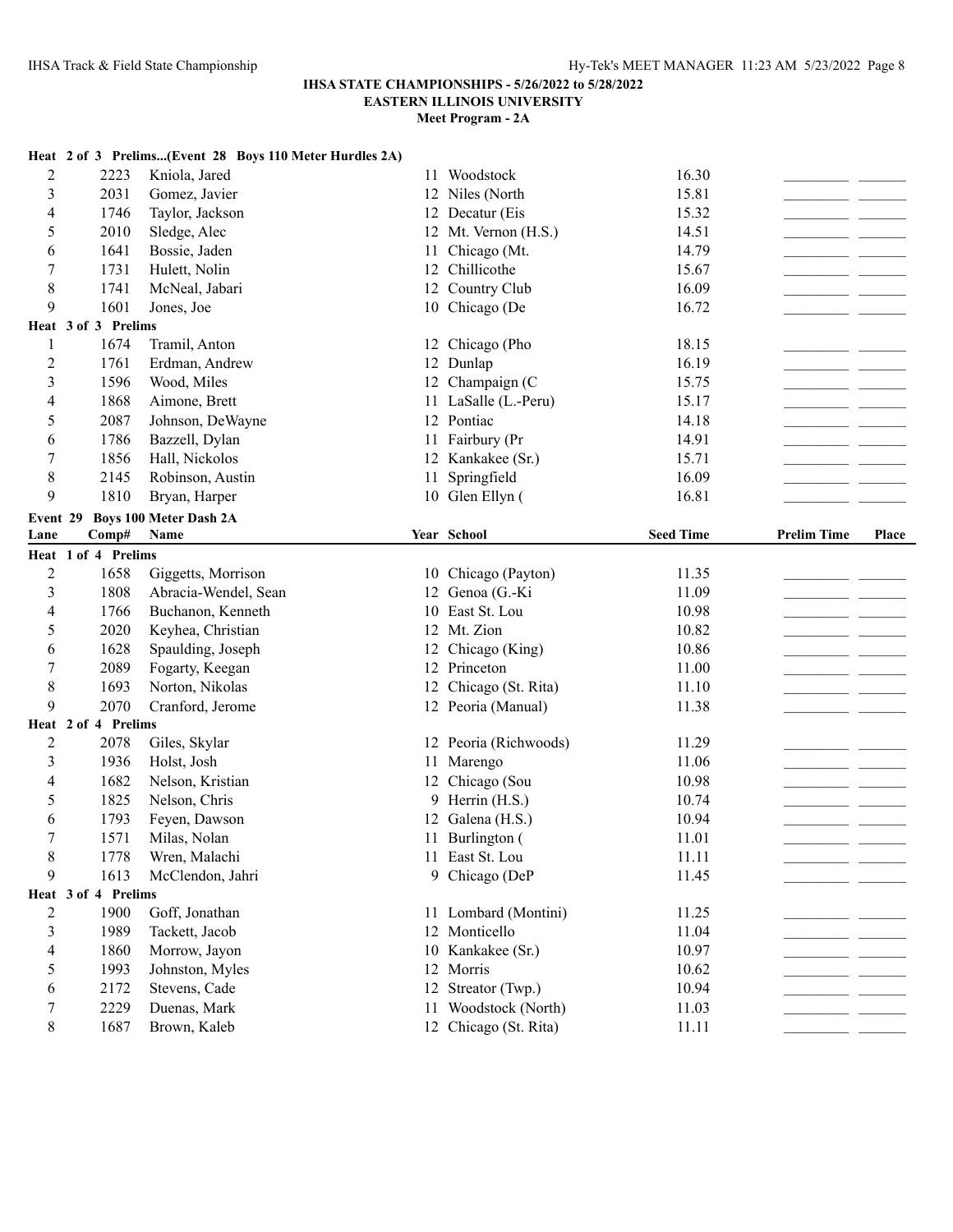**IHSA STATE CHAMPIONSHIPS - 5/26/2022 to 5/28/2022**
**EASTERN ILLINOIS UNIVERSITY**
**Meet Program - 2A**

**Heat 2 of 3 Prelims...(Event 28 Boys 110 Meter Hurdles 2A)**

| Lane | Comp# | Name | Year | School | Seed Time | Prelim Time | Place |
|---|---|---|---|---|---|---|---|
| 2 | 2223 | Kniola, Jared | 11 | Woodstock | 16.30 | | |
| 3 | 2031 | Gomez, Javier | 12 | Niles (North | 15.81 | | |
| 4 | 1746 | Taylor, Jackson | 12 | Decatur (Eis | 15.32 | | |
| 5 | 2010 | Sledge, Alec | 12 | Mt. Vernon (H.S.) | 14.51 | | |
| 6 | 1641 | Bossie, Jaden | 11 | Chicago (Mt. | 14.79 | | |
| 7 | 1731 | Hulett, Nolin | 12 | Chillicothe | 15.67 | | |
| 8 | 1741 | McNeal, Jabari | 12 | Country Club | 16.09 | | |
| 9 | 1601 | Jones, Joe | 10 | Chicago (De | 16.72 | | |

**Heat 3 of 3 Prelims**

| Lane | Comp# | Name | Year | School | Seed Time | Prelim Time | Place |
|---|---|---|---|---|---|---|---|
| 1 | 1674 | Tramil, Anton | 12 | Chicago (Pho | 18.15 | | |
| 2 | 1761 | Erdman, Andrew | 12 | Dunlap | 16.19 | | |
| 3 | 1596 | Wood, Miles | 12 | Champaign (C | 15.75 | | |
| 4 | 1868 | Aimone, Brett | 11 | LaSalle (L.-Peru) | 15.17 | | |
| 5 | 2087 | Johnson, DeWayne | 12 | Pontiac | 14.18 | | |
| 6 | 1786 | Bazzell, Dylan | 11 | Fairbury (Pr | 14.91 | | |
| 7 | 1856 | Hall, Nickolos | 12 | Kankakee (Sr.) | 15.71 | | |
| 8 | 2145 | Robinson, Austin | 11 | Springfield | 16.09 | | |
| 9 | 1810 | Bryan, Harper | 10 | Glen Ellyn ( | 16.81 | | |

**Event 29 Boys 100 Meter Dash 2A**

**Heat 1 of 4 Prelims**

| Lane | Comp# | Name | Year | School | Seed Time | Prelim Time | Place |
|---|---|---|---|---|---|---|---|
| 2 | 1658 | Giggetts, Morrison | 10 | Chicago (Payton) | 11.35 | | |
| 3 | 1808 | Abracia-Wendel, Sean | 12 | Genoa (G.-Ki | 11.09 | | |
| 4 | 1766 | Buchanon, Kenneth | 10 | East St. Lou | 10.98 | | |
| 5 | 2020 | Keyhea, Christian | 12 | Mt. Zion | 10.82 | | |
| 6 | 1628 | Spaulding, Joseph | 12 | Chicago (King) | 10.86 | | |
| 7 | 2089 | Fogarty, Keegan | 12 | Princeton | 11.00 | | |
| 8 | 1693 | Norton, Nikolas | 12 | Chicago (St. Rita) | 11.10 | | |
| 9 | 2070 | Cranford, Jerome | 12 | Peoria (Manual) | 11.38 | | |

**Heat 2 of 4 Prelims**

| Lane | Comp# | Name | Year | School | Seed Time | Prelim Time | Place |
|---|---|---|---|---|---|---|---|
| 2 | 2078 | Giles, Skylar | 12 | Peoria (Richwoods) | 11.29 | | |
| 3 | 1936 | Holst, Josh | 11 | Marengo | 11.06 | | |
| 4 | 1682 | Nelson, Kristian | 12 | Chicago (Sou | 10.98 | | |
| 5 | 1825 | Nelson, Chris | 9 | Herrin (H.S.) | 10.74 | | |
| 6 | 1793 | Feyen, Dawson | 12 | Galena (H.S.) | 10.94 | | |
| 7 | 1571 | Milas, Nolan | 11 | Burlington ( | 11.01 | | |
| 8 | 1778 | Wren, Malachi | 11 | East St. Lou | 11.11 | | |
| 9 | 1613 | McClendon, Jahri | 9 | Chicago (DeP | 11.45 | | |

**Heat 3 of 4 Prelims**

| Lane | Comp# | Name | Year | School | Seed Time | Prelim Time | Place |
|---|---|---|---|---|---|---|---|
| 2 | 1900 | Goff, Jonathan | 11 | Lombard (Montini) | 11.25 | | |
| 3 | 1989 | Tackett, Jacob | 12 | Monticello | 11.04 | | |
| 4 | 1860 | Morrow, Jayon | 10 | Kankakee (Sr.) | 10.97 | | |
| 5 | 1993 | Johnston, Myles | 12 | Morris | 10.62 | | |
| 6 | 2172 | Stevens, Cade | 12 | Streator (Twp.) | 10.94 | | |
| 7 | 2229 | Duenas, Mark | 11 | Woodstock (North) | 11.03 | | |
| 8 | 1687 | Brown, Kaleb | 12 | Chicago (St. Rita) | 11.11 | | |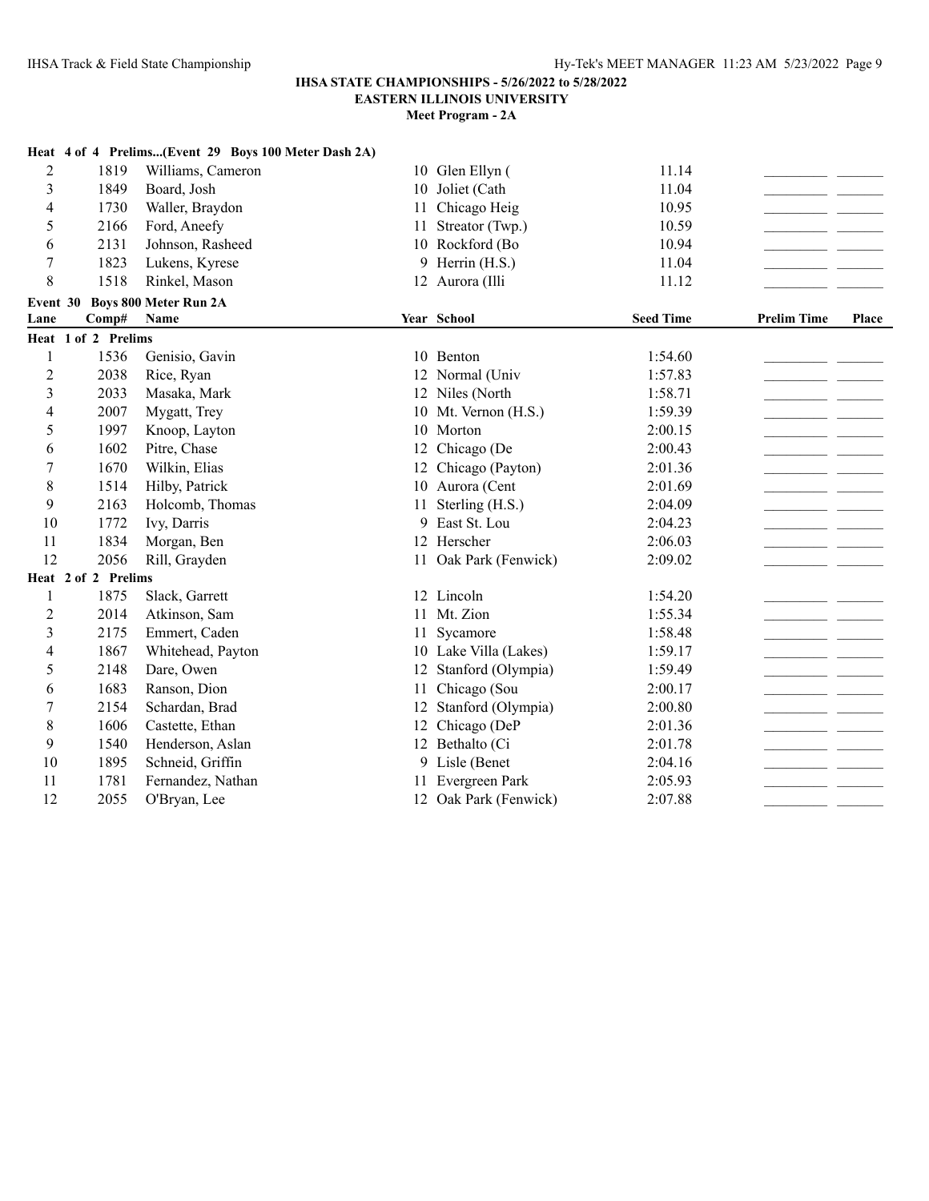**IHSA STATE CHAMPIONSHIPS - 5/26/2022 to 5/28/2022**
**EASTERN ILLINOIS UNIVERSITY**
**Meet Program - 2A**

**Heat 4 of 4 Prelims...(Event 29 Boys 100 Meter Dash 2A)**

| Lane | Comp# | Name | Year | School | Seed Time | Prelim Time | Place |
|---|---|---|---|---|---|---|---|
| 2 | 1819 | Williams, Cameron | 10 | Glen Ellyn ( | 11.14 | | |
| 3 | 1849 | Board, Josh | 10 | Joliet (Cath | 11.04 | | |
| 4 | 1730 | Waller, Braydon | 11 | Chicago Heig | 10.95 | | |
| 5 | 2166 | Ford, Aneefy | 11 | Streator (Twp.) | 10.59 | | |
| 6 | 2131 | Johnson, Rasheed | 10 | Rockford (Bo | 10.94 | | |
| 7 | 1823 | Lukens, Kyrese | 9 | Herrin (H.S.) | 11.04 | | |
| 8 | 1518 | Rinkel, Mason | 12 | Aurora (Illi | 11.12 | | |

**Event 30 Boys 800 Meter Run 2A**

| Lane | Comp# | Name | Year | School | Seed Time | Prelim Time | Place |
|---|---|---|---|---|---|---|---|
| **Heat 1 of 2 Prelims** | | | | | | | |
| 1 | 1536 | Genisio, Gavin | 10 | Benton | 1:54.60 | | |
| 2 | 2038 | Rice, Ryan | 12 | Normal (Univ | 1:57.83 | | |
| 3 | 2033 | Masaka, Mark | 12 | Niles (North | 1:58.71 | | |
| 4 | 2007 | Mygatt, Trey | 10 | Mt. Vernon (H.S.) | 1:59.39 | | |
| 5 | 1997 | Knoop, Layton | 10 | Morton | 2:00.15 | | |
| 6 | 1602 | Pitre, Chase | 12 | Chicago (De | 2:00.43 | | |
| 7 | 1670 | Wilkin, Elias | 12 | Chicago (Payton) | 2:01.36 | | |
| 8 | 1514 | Hilby, Patrick | 10 | Aurora (Cent | 2:01.69 | | |
| 9 | 2163 | Holcomb, Thomas | 11 | Sterling (H.S.) | 2:04.09 | | |
| 10 | 1772 | Ivy, Darris | 9 | East St. Lou | 2:04.23 | | |
| 11 | 1834 | Morgan, Ben | 12 | Herscher | 2:06.03 | | |
| 12 | 2056 | Rill, Grayden | 11 | Oak Park (Fenwick) | 2:09.02 | | |
| **Heat 2 of 2 Prelims** | | | | | | | |
| 1 | 1875 | Slack, Garrett | 12 | Lincoln | 1:54.20 | | |
| 2 | 2014 | Atkinson, Sam | 11 | Mt. Zion | 1:55.34 | | |
| 3 | 2175 | Emmert, Caden | 11 | Sycamore | 1:58.48 | | |
| 4 | 1867 | Whitehead, Payton | 10 | Lake Villa (Lakes) | 1:59.17 | | |
| 5 | 2148 | Dare, Owen | 12 | Stanford (Olympia) | 1:59.49 | | |
| 6 | 1683 | Ranson, Dion | 11 | Chicago (Sou | 2:00.17 | | |
| 7 | 2154 | Schardan, Brad | 12 | Stanford (Olympia) | 2:00.80 | | |
| 8 | 1606 | Castette, Ethan | 12 | Chicago (DeP | 2:01.36 | | |
| 9 | 1540 | Henderson, Aslan | 12 | Bethalto (Ci | 2:01.78 | | |
| 10 | 1895 | Schneid, Griffin | 9 | Lisle (Benet | 2:04.16 | | |
| 11 | 1781 | Fernandez, Nathan | 11 | Evergreen Park | 2:05.93 | | |
| 12 | 2055 | O'Bryan, Lee | 12 | Oak Park (Fenwick) | 2:07.88 | | |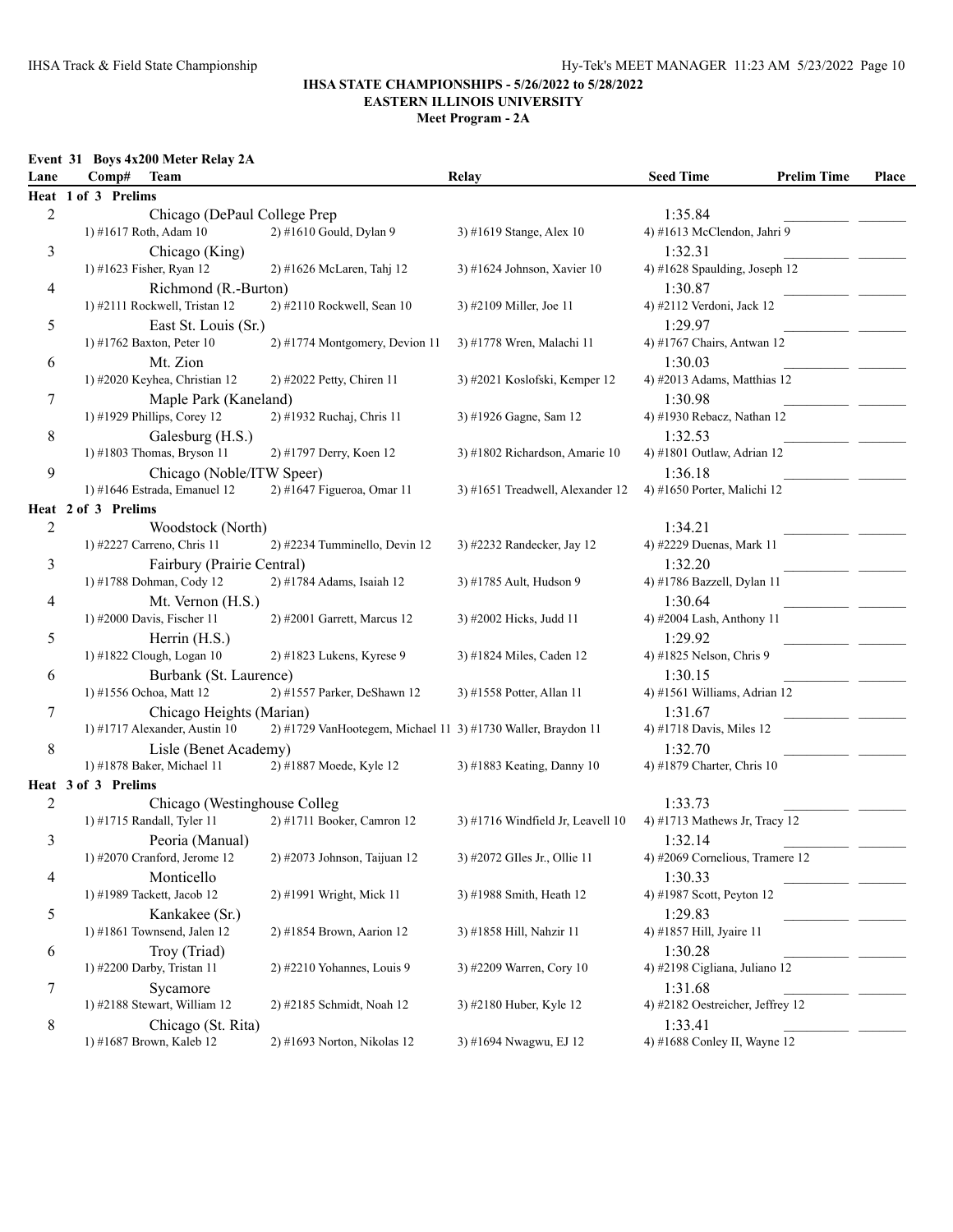**IHSA STATE CHAMPIONSHIPS - 5/26/2022 to 5/28/2022**
**EASTERN ILLINOIS UNIVERSITY**
**Meet Program - 2A**

**Event 31 Boys 4x200 Meter Relay 2A**

| Lane | Comp# Team | | Relay | Seed Time | Prelim Time | Place |
|---|---|---|---|---|---|---|
| **Heat 1 of 3 Prelims** | | | | | | |
| 2 | Chicago (DePaul College Prep | | | 1:35.84 | | |
| | 1) #1617 Roth, Adam 10 | 2) #1610 Gould, Dylan 9 | 3) #1619 Stange, Alex 10 | 4) #1613 McClendon, Jahri 9 | | |
| 3 | Chicago (King) | | | 1:32.31 | | |
| | 1) #1623 Fisher, Ryan 12 | 2) #1626 McLaren, Tahj 12 | 3) #1624 Johnson, Xavier 10 | 4) #1628 Spaulding, Joseph 12 | | |
| 4 | Richmond (R.-Burton) | | | 1:30.87 | | |
| | 1) #2111 Rockwell, Tristan 12 | 2) #2110 Rockwell, Sean 10 | 3) #2109 Miller, Joe 11 | 4) #2112 Verdoni, Jack 12 | | |
| 5 | East St. Louis (Sr.) | | | 1:29.97 | | |
| | 1) #1762 Baxton, Peter 10 | 2) #1774 Montgomery, Devion 11 | 3) #1778 Wren, Malachi 11 | 4) #1767 Chairs, Antwan 12 | | |
| 6 | Mt. Zion | | | 1:30.03 | | |
| | 1) #2020 Keyhea, Christian 12 | 2) #2022 Petty, Chiren 11 | 3) #2021 Koslofski, Kemper 12 | 4) #2013 Adams, Matthias 12 | | |
| 7 | Maple Park (Kaneland) | | | 1:30.98 | | |
| | 1) #1929 Phillips, Corey 12 | 2) #1932 Ruchaj, Chris 11 | 3) #1926 Gagne, Sam 12 | 4) #1930 Rebacz, Nathan 12 | | |
| 8 | Galesburg (H.S.) | | | 1:32.53 | | |
| | 1) #1803 Thomas, Bryson 11 | 2) #1797 Derry, Koen 12 | 3) #1802 Richardson, Amarie 10 | 4) #1801 Outlaw, Adrian 12 | | |
| 9 | Chicago (Noble/ITW Speer) | | | 1:36.18 | | |
| | 1) #1646 Estrada, Emanuel 12 | 2) #1647 Figueroa, Omar 11 | 3) #1651 Treadwell, Alexander 12 | 4) #1650 Porter, Malichi 12 | | |
| **Heat 2 of 3 Prelims** | | | | | | |
| 2 | Woodstock (North) | | | 1:34.21 | | |
| | 1) #2227 Carreno, Chris 11 | 2) #2234 Tumminello, Devin 12 | 3) #2232 Randecker, Jay 12 | 4) #2229 Duenas, Mark 11 | | |
| 3 | Fairbury (Prairie Central) | | | 1:32.20 | | |
| | 1) #1788 Dohman, Cody 12 | 2) #1784 Adams, Isaiah 12 | 3) #1785 Ault, Hudson 9 | 4) #1786 Bazzell, Dylan 11 | | |
| 4 | Mt. Vernon (H.S.) | | | 1:30.64 | | |
| | 1) #2000 Davis, Fischer 11 | 2) #2001 Garrett, Marcus 12 | 3) #2002 Hicks, Judd 11 | 4) #2004 Lash, Anthony 11 | | |
| 5 | Herrin (H.S.) | | | 1:29.92 | | |
| | 1) #1822 Clough, Logan 10 | 2) #1823 Lukens, Kyrese 9 | 3) #1824 Miles, Caden 12 | 4) #1825 Nelson, Chris 9 | | |
| 6 | Burbank (St. Laurence) | | | 1:30.15 | | |
| | 1) #1556 Ochoa, Matt 12 | 2) #1557 Parker, DeShawn 12 | 3) #1558 Potter, Allan 11 | 4) #1561 Williams, Adrian 12 | | |
| 7 | Chicago Heights (Marian) | | | 1:31.67 | | |
| | 1) #1717 Alexander, Austin 10 | 2) #1729 VanHootegem, Michael 11 | 3) #1730 Waller, Braydon 11 | 4) #1718 Davis, Miles 12 | | |
| 8 | Lisle (Benet Academy) | | | 1:32.70 | | |
| | 1) #1878 Baker, Michael 11 | 2) #1887 Moede, Kyle 12 | 3) #1883 Keating, Danny 10 | 4) #1879 Charter, Chris 10 | | |
| **Heat 3 of 3 Prelims** | | | | | | |
| 2 | Chicago (Westinghouse Colleg | | | 1:33.73 | | |
| | 1) #1715 Randall, Tyler 11 | 2) #1711 Booker, Camron 12 | 3) #1716 Windfield Jr, Leavell 10 | 4) #1713 Mathews Jr, Tracy 12 | | |
| 3 | Peoria (Manual) | | | 1:32.14 | | |
| | 1) #2070 Cranford, Jerome 12 | 2) #2073 Johnson, Taijuan 12 | 3) #2072 GIles Jr., Ollie 11 | 4) #2069 Cornelious, Tramere 12 | | |
| 4 | Monticello | | | 1:30.33 | | |
| | 1) #1989 Tackett, Jacob 12 | 2) #1991 Wright, Mick 11 | 3) #1988 Smith, Heath 12 | 4) #1987 Scott, Peyton 12 | | |
| 5 | Kankakee (Sr.) | | | 1:29.83 | | |
| | 1) #1861 Townsend, Jalen 12 | 2) #1854 Brown, Aarion 12 | 3) #1858 Hill, Nahzir 11 | 4) #1857 Hill, Jyaire 11 | | |
| 6 | Troy (Triad) | | | 1:30.28 | | |
| | 1) #2200 Darby, Tristan 11 | 2) #2210 Yohannes, Louis 9 | 3) #2209 Warren, Cory 10 | 4) #2198 Cigliana, Juliano 12 | | |
| 7 | Sycamore | | | 1:31.68 | | |
| | 1) #2188 Stewart, William 12 | 2) #2185 Schmidt, Noah 12 | 3) #2180 Huber, Kyle 12 | 4) #2182 Oestreicher, Jeffrey 12 | | |
| 8 | Chicago (St. Rita) | | | 1:33.41 | | |
| | 1) #1687 Brown, Kaleb 12 | 2) #1693 Norton, Nikolas 12 | 3) #1694 Nwagwu, EJ 12 | 4) #1688 Conley II, Wayne 12 | | |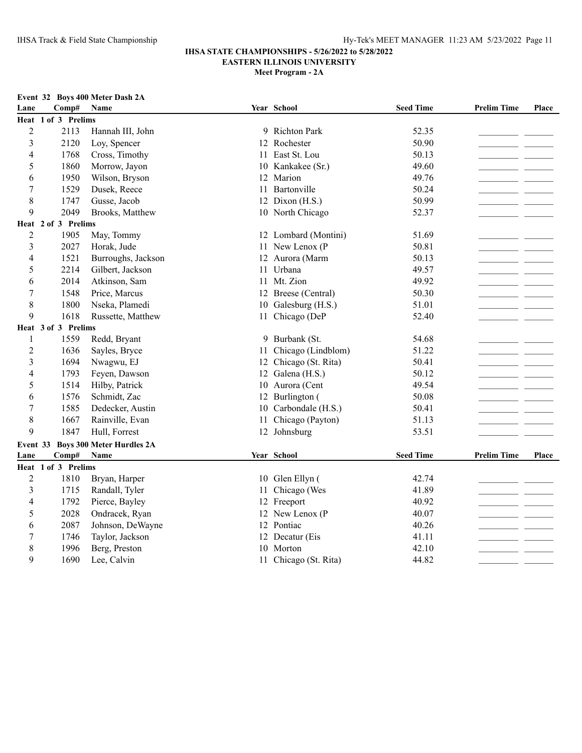**IHSA STATE CHAMPIONSHIPS - 5/26/2022 to 5/28/2022**
**EASTERN ILLINOIS UNIVERSITY**
**Meet Program - 2A**

**Event 32 Boys 400 Meter Dash 2A**

| Lane | Comp# | Name | Year | School | Seed Time | Prelim Time | Place |
|---|---|---|---|---|---|---|---|
| **Heat 1 of 3 Prelims** | | | | | | | |
| 2 | 2113 | Hannah III, John | 9 | Richton Park | 52.35 | | |
| 3 | 2120 | Loy, Spencer | 12 | Rochester | 50.90 | | |
| 4 | 1768 | Cross, Timothy | 11 | East St. Lou | 50.13 | | |
| 5 | 1860 | Morrow, Jayon | 10 | Kankakee (Sr.) | 49.60 | | |
| 6 | 1950 | Wilson, Bryson | 12 | Marion | 49.76 | | |
| 7 | 1529 | Dusek, Reece | 11 | Bartonville | 50.24 | | |
| 8 | 1747 | Gusse, Jacob | 12 | Dixon (H.S.) | 50.99 | | |
| 9 | 2049 | Brooks, Matthew | 10 | North Chicago | 52.37 | | |
| **Heat 2 of 3 Prelims** | | | | | | | |
| 2 | 1905 | May, Tommy | 12 | Lombard (Montini) | 51.69 | | |
| 3 | 2027 | Horak, Jude | 11 | New Lenox (P | 50.81 | | |
| 4 | 1521 | Burroughs, Jackson | 12 | Aurora (Marm | 50.13 | | |
| 5 | 2214 | Gilbert, Jackson | 11 | Urbana | 49.57 | | |
| 6 | 2014 | Atkinson, Sam | 11 | Mt. Zion | 49.92 | | |
| 7 | 1548 | Price, Marcus | 12 | Breese (Central) | 50.30 | | |
| 8 | 1800 | Nseka, Plamedi | 10 | Galesburg (H.S.) | 51.01 | | |
| 9 | 1618 | Russette, Matthew | 11 | Chicago (DeP | 52.40 | | |
| **Heat 3 of 3 Prelims** | | | | | | | |
| 1 | 1559 | Redd, Bryant | 9 | Burbank (St. | 54.68 | | |
| 2 | 1636 | Sayles, Bryce | 11 | Chicago (Lindblom) | 51.22 | | |
| 3 | 1694 | Nwagwu, EJ | 12 | Chicago (St. Rita) | 50.41 | | |
| 4 | 1793 | Feyen, Dawson | 12 | Galena (H.S.) | 50.12 | | |
| 5 | 1514 | Hilby, Patrick | 10 | Aurora (Cent | 49.54 | | |
| 6 | 1576 | Schmidt, Zac | 12 | Burlington ( | 50.08 | | |
| 7 | 1585 | Dedecker, Austin | 10 | Carbondale (H.S.) | 50.41 | | |
| 8 | 1667 | Rainville, Evan | 11 | Chicago (Payton) | 51.13 | | |
| 9 | 1847 | Hull, Forrest | 12 | Johnsburg | 53.51 | | |

**Event 33 Boys 300 Meter Hurdles 2A**

| Lane | Comp# | Name | Year | School | Seed Time | Prelim Time | Place |
|---|---|---|---|---|---|---|---|
| **Heat 1 of 3 Prelims** | | | | | | | |
| 2 | 1810 | Bryan, Harper | 10 | Glen Ellyn ( | 42.74 | | |
| 3 | 1715 | Randall, Tyler | 11 | Chicago (Wes | 41.89 | | |
| 4 | 1792 | Pierce, Bayley | 12 | Freeport | 40.92 | | |
| 5 | 2028 | Ondracek, Ryan | 12 | New Lenox (P | 40.07 | | |
| 6 | 2087 | Johnson, DeWayne | 12 | Pontiac | 40.26 | | |
| 7 | 1746 | Taylor, Jackson | 12 | Decatur (Eis | 41.11 | | |
| 8 | 1996 | Berg, Preston | 10 | Morton | 42.10 | | |
| 9 | 1690 | Lee, Calvin | 11 | Chicago (St. Rita) | 44.82 | | |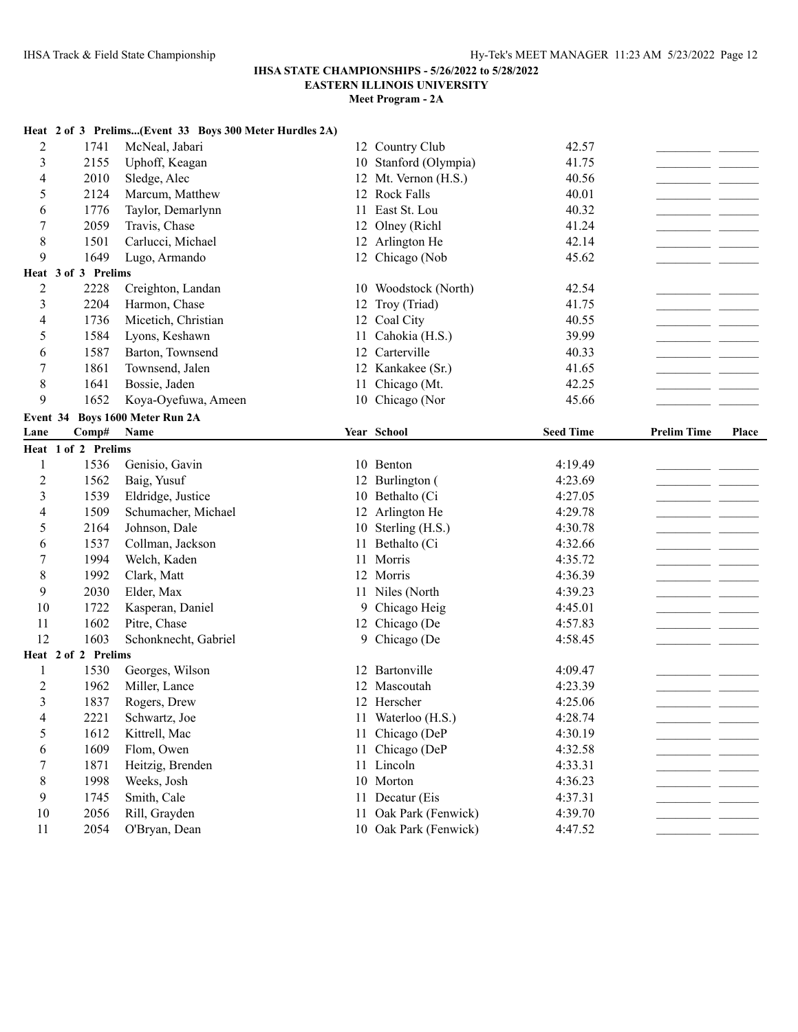**IHSA STATE CHAMPIONSHIPS - 5/26/2022 to 5/28/2022**
**EASTERN ILLINOIS UNIVERSITY**
**Meet Program - 2A**

**Heat 2 of 3 Prelims...(Event 33 Boys 300 Meter Hurdles 2A)**

| Lane | Comp# | Name | Year | School | Seed Time | Prelim Time | Place |
|---|---|---|---|---|---|---|---|
| 2 | 1741 | McNeal, Jabari | 12 | Country Club | 42.57 | | |
| 3 | 2155 | Uphoff, Keagan | 10 | Stanford (Olympia) | 41.75 | | |
| 4 | 2010 | Sledge, Alec | 12 | Mt. Vernon (H.S.) | 40.56 | | |
| 5 | 2124 | Marcum, Matthew | 12 | Rock Falls | 40.01 | | |
| 6 | 1776 | Taylor, Demarlynn | 11 | East St. Lou | 40.32 | | |
| 7 | 2059 | Travis, Chase | 12 | Olney (Richl | 41.24 | | |
| 8 | 1501 | Carlucci, Michael | 12 | Arlington He | 42.14 | | |
| 9 | 1649 | Lugo, Armando | 12 | Chicago (Nob | 45.62 | | |

**Heat 3 of 3 Prelims**

| Lane | Comp# | Name | Year | School | Seed Time | Prelim Time | Place |
|---|---|---|---|---|---|---|---|
| 2 | 2228 | Creighton, Landan | 10 | Woodstock (North) | 42.54 | | |
| 3 | 2204 | Harmon, Chase | 12 | Troy (Triad) | 41.75 | | |
| 4 | 1736 | Micetich, Christian | 12 | Coal City | 40.55 | | |
| 5 | 1584 | Lyons, Keshawn | 11 | Cahokia (H.S.) | 39.99 | | |
| 6 | 1587 | Barton, Townsend | 12 | Carterville | 40.33 | | |
| 7 | 1861 | Townsend, Jalen | 12 | Kankakee (Sr.) | 41.65 | | |
| 8 | 1641 | Bossie, Jaden | 11 | Chicago (Mt. | 42.25 | | |
| 9 | 1652 | Koya-Oyefuwa, Ameen | 10 | Chicago (Nor | 45.66 | | |

**Event 34 Boys 1600 Meter Run 2A**

**Heat 1 of 2 Prelims**

| Lane | Comp# | Name | Year | School | Seed Time | Prelim Time | Place |
|---|---|---|---|---|---|---|---|
| 1 | 1536 | Genisio, Gavin | 10 | Benton | 4:19.49 | | |
| 2 | 1562 | Baig, Yusuf | 12 | Burlington ( | 4:23.69 | | |
| 3 | 1539 | Eldridge, Justice | 10 | Bethalto (Ci | 4:27.05 | | |
| 4 | 1509 | Schumacher, Michael | 12 | Arlington He | 4:29.78 | | |
| 5 | 2164 | Johnson, Dale | 10 | Sterling (H.S.) | 4:30.78 | | |
| 6 | 1537 | Collman, Jackson | 11 | Bethalto (Ci | 4:32.66 | | |
| 7 | 1994 | Welch, Kaden | 11 | Morris | 4:35.72 | | |
| 8 | 1992 | Clark, Matt | 12 | Morris | 4:36.39 | | |
| 9 | 2030 | Elder, Max | 11 | Niles (North | 4:39.23 | | |
| 10 | 1722 | Kasperan, Daniel | 9 | Chicago Heig | 4:45.01 | | |
| 11 | 1602 | Pitre, Chase | 12 | Chicago (De | 4:57.83 | | |
| 12 | 1603 | Schonknecht, Gabriel | 9 | Chicago (De | 4:58.45 | | |

**Heat 2 of 2 Prelims**

| Lane | Comp# | Name | Year | School | Seed Time | Prelim Time | Place |
|---|---|---|---|---|---|---|---|
| 1 | 1530 | Georges, Wilson | 12 | Bartonville | 4:09.47 | | |
| 2 | 1962 | Miller, Lance | 12 | Mascoutah | 4:23.39 | | |
| 3 | 1837 | Rogers, Drew | 12 | Herscher | 4:25.06 | | |
| 4 | 2221 | Schwartz, Joe | 11 | Waterloo (H.S.) | 4:28.74 | | |
| 5 | 1612 | Kittrell, Mac | 11 | Chicago (DeP | 4:30.19 | | |
| 6 | 1609 | Flom, Owen | 11 | Chicago (DeP | 4:32.58 | | |
| 7 | 1871 | Heitzig, Brenden | 11 | Lincoln | 4:33.31 | | |
| 8 | 1998 | Weeks, Josh | 10 | Morton | 4:36.23 | | |
| 9 | 1745 | Smith, Cale | 11 | Decatur (Eis | 4:37.31 | | |
| 10 | 2056 | Rill, Grayden | 11 | Oak Park (Fenwick) | 4:39.70 | | |
| 11 | 2054 | O'Bryan, Dean | 10 | Oak Park (Fenwick) | 4:47.52 | | |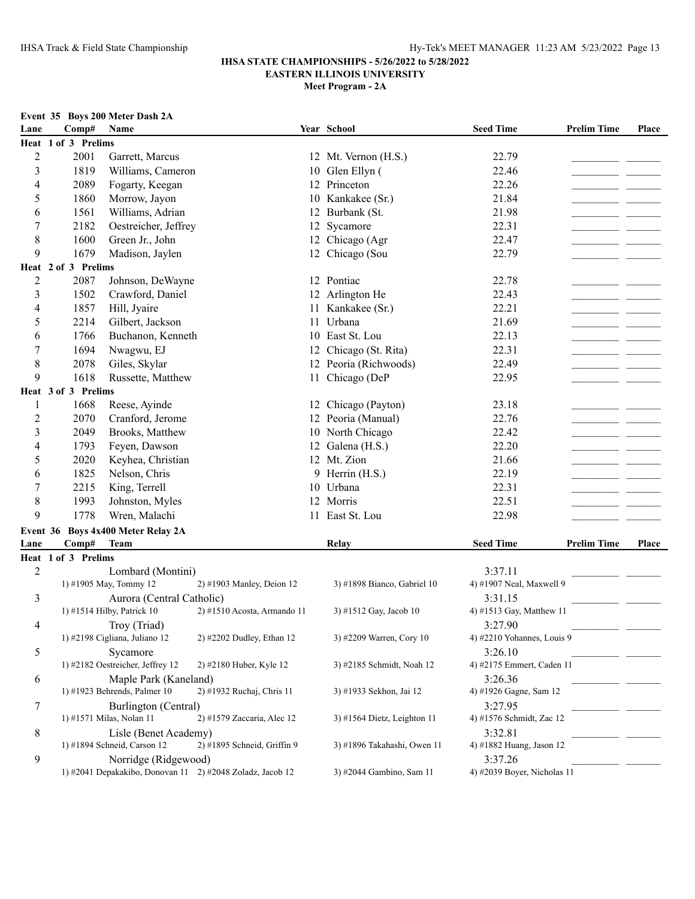## IHSA STATE CHAMPIONSHIPS - 5/26/2022 to 5/28/2022
## EASTERN ILLINOIS UNIVERSITY
### Meet Program - 2A

### Event 35 Boys 200 Meter Dash 2A

| Lane | Comp# | Name | Year | School | Seed Time | Prelim Time | Place |
|---|---|---|---|---|---|---|---|
| **Heat 1 of 3 Prelims** | | | | | | | |
| 2 | 2001 | Garrett, Marcus | 12 | Mt. Vernon (H.S.) | 22.79 | | |
| 3 | 1819 | Williams, Cameron | 10 | Glen Ellyn ( | 22.46 | | |
| 4 | 2089 | Fogarty, Keegan | 12 | Princeton | 22.26 | | |
| 5 | 1860 | Morrow, Jayon | 10 | Kankakee (Sr.) | 21.84 | | |
| 6 | 1561 | Williams, Adrian | 12 | Burbank (St. | 21.98 | | |
| 7 | 2182 | Oestreicher, Jeffrey | 12 | Sycamore | 22.31 | | |
| 8 | 1600 | Green Jr., John | 12 | Chicago (Agr | 22.47 | | |
| 9 | 1679 | Madison, Jaylen | 12 | Chicago (Sou | 22.79 | | |
| **Heat 2 of 3 Prelims** | | | | | | | |
| 2 | 2087 | Johnson, DeWayne | 12 | Pontiac | 22.78 | | |
| 3 | 1502 | Crawford, Daniel | 12 | Arlington He | 22.43 | | |
| 4 | 1857 | Hill, Jyaire | 11 | Kankakee (Sr.) | 22.21 | | |
| 5 | 2214 | Gilbert, Jackson | 11 | Urbana | 21.69 | | |
| 6 | 1766 | Buchanon, Kenneth | 10 | East St. Lou | 22.13 | | |
| 7 | 1694 | Nwagwu, EJ | 12 | Chicago (St. Rita) | 22.31 | | |
| 8 | 2078 | Giles, Skylar | 12 | Peoria (Richwoods) | 22.49 | | |
| 9 | 1618 | Russette, Matthew | 11 | Chicago (DeP | 22.95 | | |
| **Heat 3 of 3 Prelims** | | | | | | | |
| 1 | 1668 | Reese, Ayinde | 12 | Chicago (Payton) | 23.18 | | |
| 2 | 2070 | Cranford, Jerome | 12 | Peoria (Manual) | 22.76 | | |
| 3 | 2049 | Brooks, Matthew | 10 | North Chicago | 22.42 | | |
| 4 | 1793 | Feyen, Dawson | 12 | Galena (H.S.) | 22.20 | | |
| 5 | 2020 | Keyhea, Christian | 12 | Mt. Zion | 21.66 | | |
| 6 | 1825 | Nelson, Chris | 9 | Herrin (H.S.) | 22.19 | | |
| 7 | 2215 | King, Terrell | 10 | Urbana | 22.31 | | |
| 8 | 1993 | Johnston, Myles | 12 | Morris | 22.51 | | |
| 9 | 1778 | Wren, Malachi | 11 | East St. Lou | 22.98 | | |

### Event 36 Boys 4x400 Meter Relay 2A

| Lane | Team | Relay | Seed Time | Prelim Time | Place |
|---|---|---|---|---|---|
| **Heat 1 of 3 Prelims** | | | | | |
| 2 | Lombard (Montini) | | 3:37.11 | | |
| | 1) #1905 May, Tommy 12 | 2) #1903 Manley, Deion 12 | 3) #1898 Bianco, Gabriel 10 | 4) #1907 Neal, Maxwell 9 | |
| 3 | Aurora (Central Catholic) | | 3:31.15 | | |
| | 1) #1514 Hilby, Patrick 10 | 2) #1510 Acosta, Armando 11 | 3) #1512 Gay, Jacob 10 | 4) #1513 Gay, Matthew 11 | |
| 4 | Troy (Triad) | | 3:27.90 | | |
| | 1) #2198 Cigliana, Juliano 12 | 2) #2202 Dudley, Ethan 12 | 3) #2209 Warren, Cory 10 | 4) #2210 Yohannes, Louis 9 | |
| 5 | Sycamore | | 3:26.10 | | |
| | 1) #2182 Oestreicher, Jeffrey 12 | 2) #2180 Huber, Kyle 12 | 3) #2185 Schmidt, Noah 12 | 4) #2175 Emmert, Caden 11 | |
| 6 | Maple Park (Kaneland) | | 3:26.36 | | |
| | 1) #1923 Behrends, Palmer 10 | 2) #1932 Ruchaj, Chris 11 | 3) #1933 Sekhon, Jai 12 | 4) #1926 Gagne, Sam 12 | |
| 7 | Burlington (Central) | | 3:27.95 | | |
| | 1) #1571 Milas, Nolan 11 | 2) #1579 Zaccaria, Alec 12 | 3) #1564 Dietz, Leighton 11 | 4) #1576 Schmidt, Zac 12 | |
| 8 | Lisle (Benet Academy) | | 3:32.81 | | |
| | 1) #1894 Schneid, Carson 12 | 2) #1895 Schneid, Griffin 9 | 3) #1896 Takahashi, Owen 11 | 4) #1882 Huang, Jason 12 | |
| 9 | Norridge (Ridgewood) | | 3:37.26 | | |
| | 1) #2041 Depakakibo, Donovan 11 | 2) #2048 Zoladz, Jacob 12 | 3) #2044 Gambino, Sam 11 | 4) #2039 Boyer, Nicholas 11 | |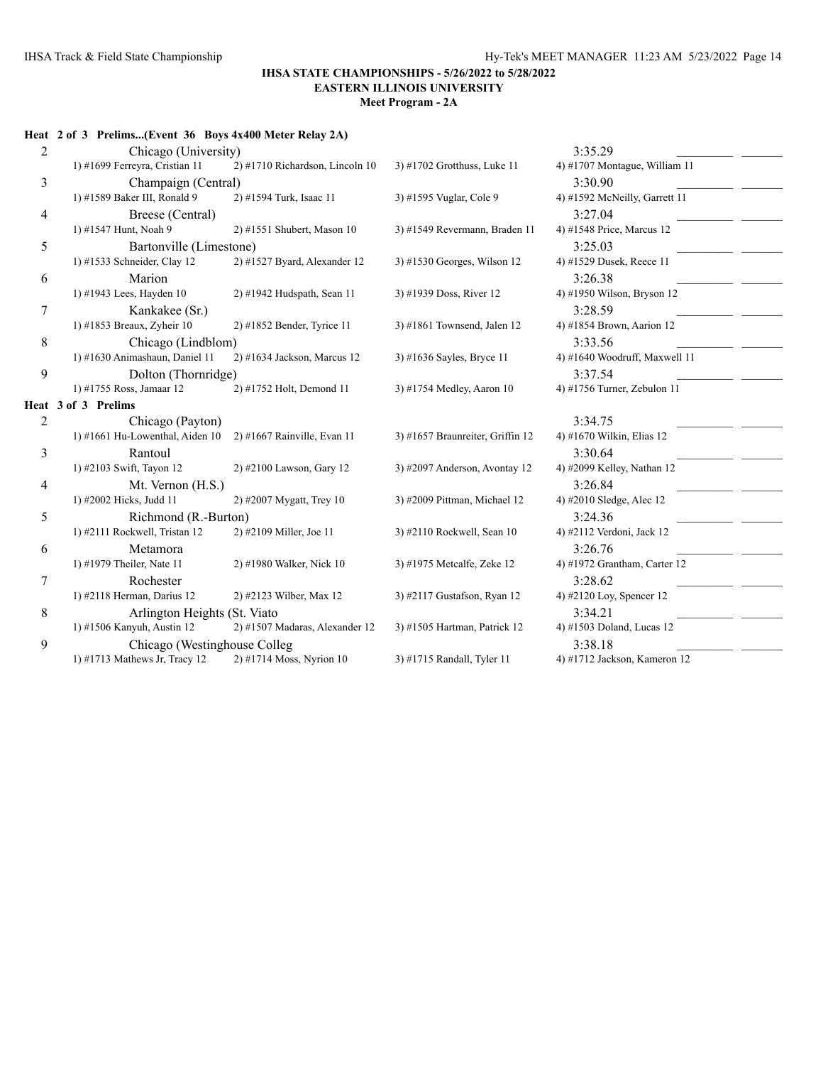**IHSA STATE CHAMPIONSHIPS - 5/26/2022 to 5/28/2022**
**EASTERN ILLINOIS UNIVERSITY**
**Meet Program - 2A**

### Heat 2 of 3 Prelims...(Event 36 Boys 4x400 Meter Relay 2A)

| Lane | Team | | | | Seed Time |
|---|---|---|---|---|---|
| 2 | Chicago (University) | | | | 3:35.29 |
| | 1) #1699 Ferreyra, Cristian 11 | 2) #1710 Richardson, Lincoln 10 | 3) #1702 Grotthuss, Luke 11 | 4) #1707 Montague, William 11 | |
| 3 | Champaign (Central) | | | | 3:30.90 |
| | 1) #1589 Baker III, Ronald 9 | 2) #1594 Turk, Isaac 11 | 3) #1595 Vuglar, Cole 9 | 4) #1592 McNeilly, Garrett 11 | |
| 4 | Breese (Central) | | | | 3:27.04 |
| | 1) #1547 Hunt, Noah 9 | 2) #1551 Shubert, Mason 10 | 3) #1549 Revermann, Braden 11 | 4) #1548 Price, Marcus 12 | |
| 5 | Bartonville (Limestone) | | | | 3:25.03 |
| | 1) #1533 Schneider, Clay 12 | 2) #1527 Byard, Alexander 12 | 3) #1530 Georges, Wilson 12 | 4) #1529 Dusek, Reece 11 | |
| 6 | Marion | | | | 3:26.38 |
| | 1) #1943 Lees, Hayden 10 | 2) #1942 Hudspath, Sean 11 | 3) #1939 Doss, River 12 | 4) #1950 Wilson, Bryson 12 | |
| 7 | Kankakee (Sr.) | | | | 3:28.59 |
| | 1) #1853 Breaux, Zyheir 10 | 2) #1852 Bender, Tyrice 11 | 3) #1861 Townsend, Jalen 12 | 4) #1854 Brown, Aarion 12 | |
| 8 | Chicago (Lindblom) | | | | 3:33.56 |
| | 1) #1630 Animashaun, Daniel 11 | 2) #1634 Jackson, Marcus 12 | 3) #1636 Sayles, Bryce 11 | 4) #1640 Woodruff, Maxwell 11 | |
| 9 | Dolton (Thornridge) | | | | 3:37.54 |
| | 1) #1755 Ross, Jamaar 12 | 2) #1752 Holt, Demond 11 | 3) #1754 Medley, Aaron 10 | 4) #1756 Turner, Zebulon 11 | |

### Heat 3 of 3 Prelims

| Lane | Team | | | | Seed Time |
|---|---|---|---|---|---|
| 2 | Chicago (Payton) | | | | 3:34.75 |
| | 1) #1661 Hu-Lowenthal, Aiden 10 | 2) #1667 Rainville, Evan 11 | 3) #1657 Braunreiter, Griffin 12 | 4) #1670 Wilkin, Elias 12 | |
| 3 | Rantoul | | | | 3:30.64 |
| | 1) #2103 Swift, Tayon 12 | 2) #2100 Lawson, Gary 12 | 3) #2097 Anderson, Avontay 12 | 4) #2099 Kelley, Nathan 12 | |
| 4 | Mt. Vernon (H.S.) | | | | 3:26.84 |
| | 1) #2002 Hicks, Judd 11 | 2) #2007 Mygatt, Trey 10 | 3) #2009 Pittman, Michael 12 | 4) #2010 Sledge, Alec 12 | |
| 5 | Richmond (R.-Burton) | | | | 3:24.36 |
| | 1) #2111 Rockwell, Tristan 12 | 2) #2109 Miller, Joe 11 | 3) #2110 Rockwell, Sean 10 | 4) #2112 Verdoni, Jack 12 | |
| 6 | Metamora | | | | 3:26.76 |
| | 1) #1979 Theiler, Nate 11 | 2) #1980 Walker, Nick 10 | 3) #1975 Metcalfe, Zeke 12 | 4) #1972 Grantham, Carter 12 | |
| 7 | Rochester | | | | 3:28.62 |
| | 1) #2118 Herman, Darius 12 | 2) #2123 Wilber, Max 12 | 3) #2117 Gustafson, Ryan 12 | 4) #2120 Loy, Spencer 12 | |
| 8 | Arlington Heights (St. Viato | | | | 3:34.21 |
| | 1) #1506 Kanyuh, Austin 12 | 2) #1507 Madaras, Alexander 12 | 3) #1505 Hartman, Patrick 12 | 4) #1503 Doland, Lucas 12 | |
| 9 | Chicago (Westinghouse Colleg | | | | 3:38.18 |
| | 1) #1713 Mathews Jr, Tracy 12 | 2) #1714 Moss, Nyrion 10 | 3) #1715 Randall, Tyler 11 | 4) #1712 Jackson, Kameron 12 | |